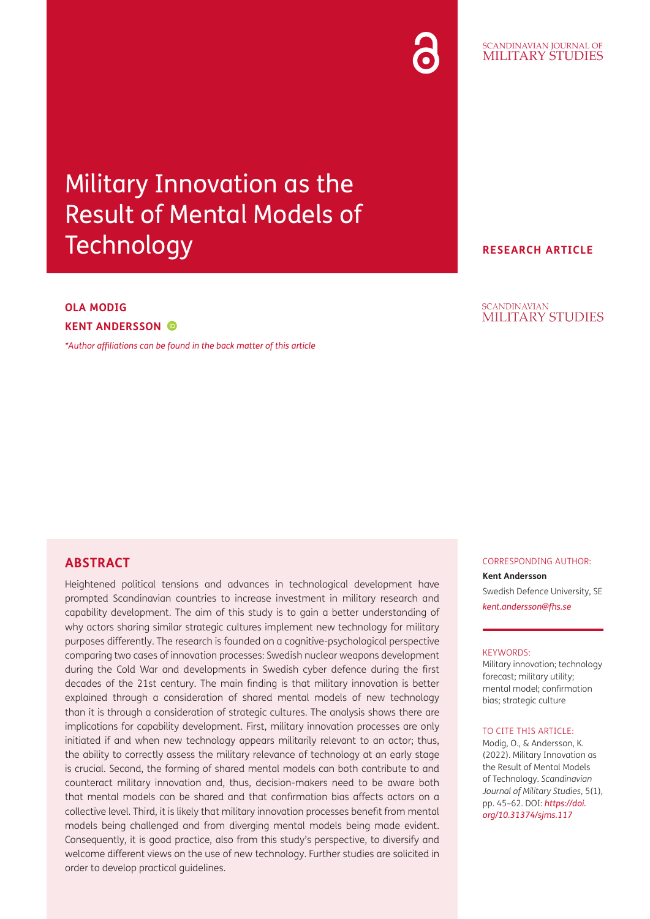# Military Innovation as the Result of Mental Models of Technology

**RESEARCH ARTICLE**

**OLA MODIG**

**KENT ANDERSSON**

*\*Author affiliations can be found in the back matter of this article*

## ABSTRACT

Heightened political tensions and advances in technological development have prompted Scandinavian countries to increase investment in military research and capability development. The aim of this study is to gain a better understanding of why actors sharing similar strategic cultures implement new technology for military purposes differently. The research is founded on a cognitive-psychological perspective comparing two cases of innovation processes: Swedish nuclear weapons development during the Cold War and developments in Swedish cyber defence during the first decades of the 21st century. The main finding is that military innovation is better explained through a consideration of shared mental models of new technology than it is through a consideration of strategic cultures. The analysis shows there are implications for capability development. First, military innovation processes are only initiated if and when new technology appears militarily relevant to an actor; thus, the ability to correctly assess the military relevance of technology at an early stage is crucial. Second, the forming of shared mental models can both contribute to and counteract military innovation and, thus, decision-makers need to be aware both that mental models can be shared and that confirmation bias affects actors on a collective level. Third, it is likely that military innovation processes benefit from mental models being challenged and from diverging mental models being made evident. Consequently, it is good practice, also from this study's perspective, to diversify and welcome different views on the use of new technology. Further studies are solicited in order to develop practical guidelines.

CORRESPONDING AUTHOR:

**Kent Andersson**

Swedish Defence University, SE

*kent.andersson@fhs.se*

KEYWORDS:

Military innovation; technology forecast; military utility; mental model; confirmation bias; strategic culture

TO CITE THIS ARTICLE:

Modig, O., & Andersson, K. (2022). Military Innovation as the Result of Mental Models of Technology. *Scandinavian Journal of Military Studies*, 5(1), pp. 45–62. DOI: *https://doi.org/10.31374/sjms.117*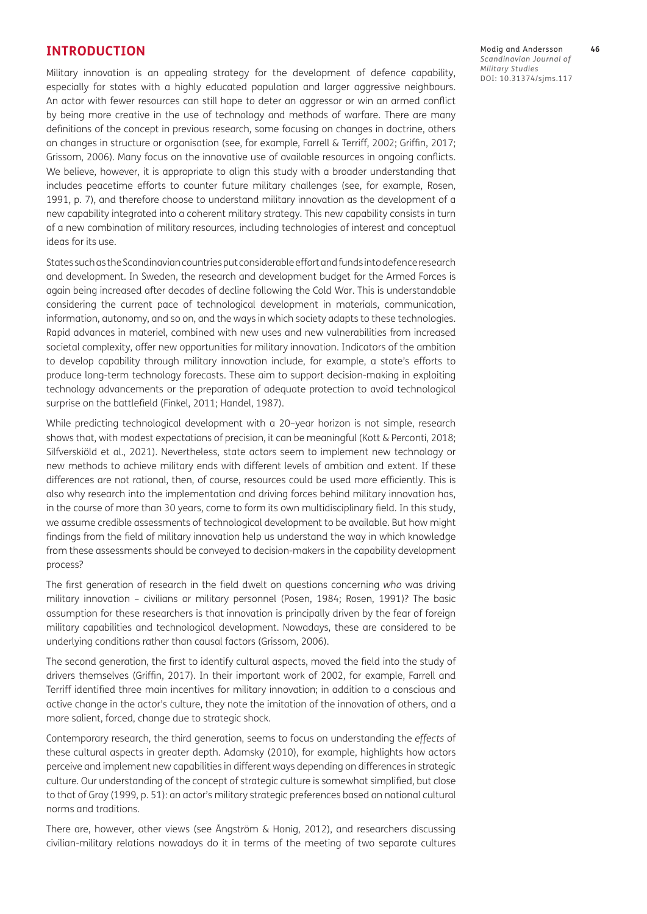## INTRODUCTION

Military innovation is an appealing strategy for the development of defence capability, especially for states with a highly educated population and larger aggressive neighbours. An actor with fewer resources can still hope to deter an aggressor or win an armed conflict by being more creative in the use of technology and methods of warfare. There are many definitions of the concept in previous research, some focusing on changes in doctrine, others on changes in structure or organisation (see, for example, Farrell & Terriff, 2002; Griffin, 2017; Grissom, 2006). Many focus on the innovative use of available resources in ongoing conflicts. We believe, however, it is appropriate to align this study with a broader understanding that includes peacetime efforts to counter future military challenges (see, for example, Rosen, 1991, p. 7), and therefore choose to understand military innovation as the development of a new capability integrated into a coherent military strategy. This new capability consists in turn of a new combination of military resources, including technologies of interest and conceptual ideas for its use.

States such as the Scandinavian countries put considerable effort and funds into defence research and development. In Sweden, the research and development budget for the Armed Forces is again being increased after decades of decline following the Cold War. This is understandable considering the current pace of technological development in materials, communication, information, autonomy, and so on, and the ways in which society adapts to these technologies. Rapid advances in materiel, combined with new uses and new vulnerabilities from increased societal complexity, offer new opportunities for military innovation. Indicators of the ambition to develop capability through military innovation include, for example, a state's efforts to produce long-term technology forecasts. These aim to support decision-making in exploiting technology advancements or the preparation of adequate protection to avoid technological surprise on the battlefield (Finkel, 2011; Handel, 1987).

While predicting technological development with a 20-year horizon is not simple, research shows that, with modest expectations of precision, it can be meaningful (Kott & Perconti, 2018; Silfverskiöld et al., 2021). Nevertheless, state actors seem to implement new technology or new methods to achieve military ends with different levels of ambition and extent. If these differences are not rational, then, of course, resources could be used more efficiently. This is also why research into the implementation and driving forces behind military innovation has, in the course of more than 30 years, come to form its own multidisciplinary field. In this study, we assume credible assessments of technological development to be available. But how might findings from the field of military innovation help us understand the way in which knowledge from these assessments should be conveyed to decision-makers in the capability development process?

The first generation of research in the field dwelt on questions concerning *who* was driving military innovation – civilians or military personnel (Posen, 1984; Rosen, 1991)? The basic assumption for these researchers is that innovation is principally driven by the fear of foreign military capabilities and technological development. Nowadays, these are considered to be underlying conditions rather than causal factors (Grissom, 2006).

The second generation, the first to identify cultural aspects, moved the field into the study of drivers themselves (Griffin, 2017). In their important work of 2002, for example, Farrell and Terriff identified three main incentives for military innovation; in addition to a conscious and active change in the actor's culture, they note the imitation of the innovation of others, and a more salient, forced, change due to strategic shock.

Contemporary research, the third generation, seems to focus on understanding the *effects* of these cultural aspects in greater depth. Adamsky (2010), for example, highlights how actors perceive and implement new capabilities in different ways depending on differences in strategic culture. Our understanding of the concept of strategic culture is somewhat simplified, but close to that of Gray (1999, p. 51): an actor's military strategic preferences based on national cultural norms and traditions.

There are, however, other views (see Ångström & Honig, 2012), and researchers discussing civilian-military relations nowadays do it in terms of the meeting of two separate cultures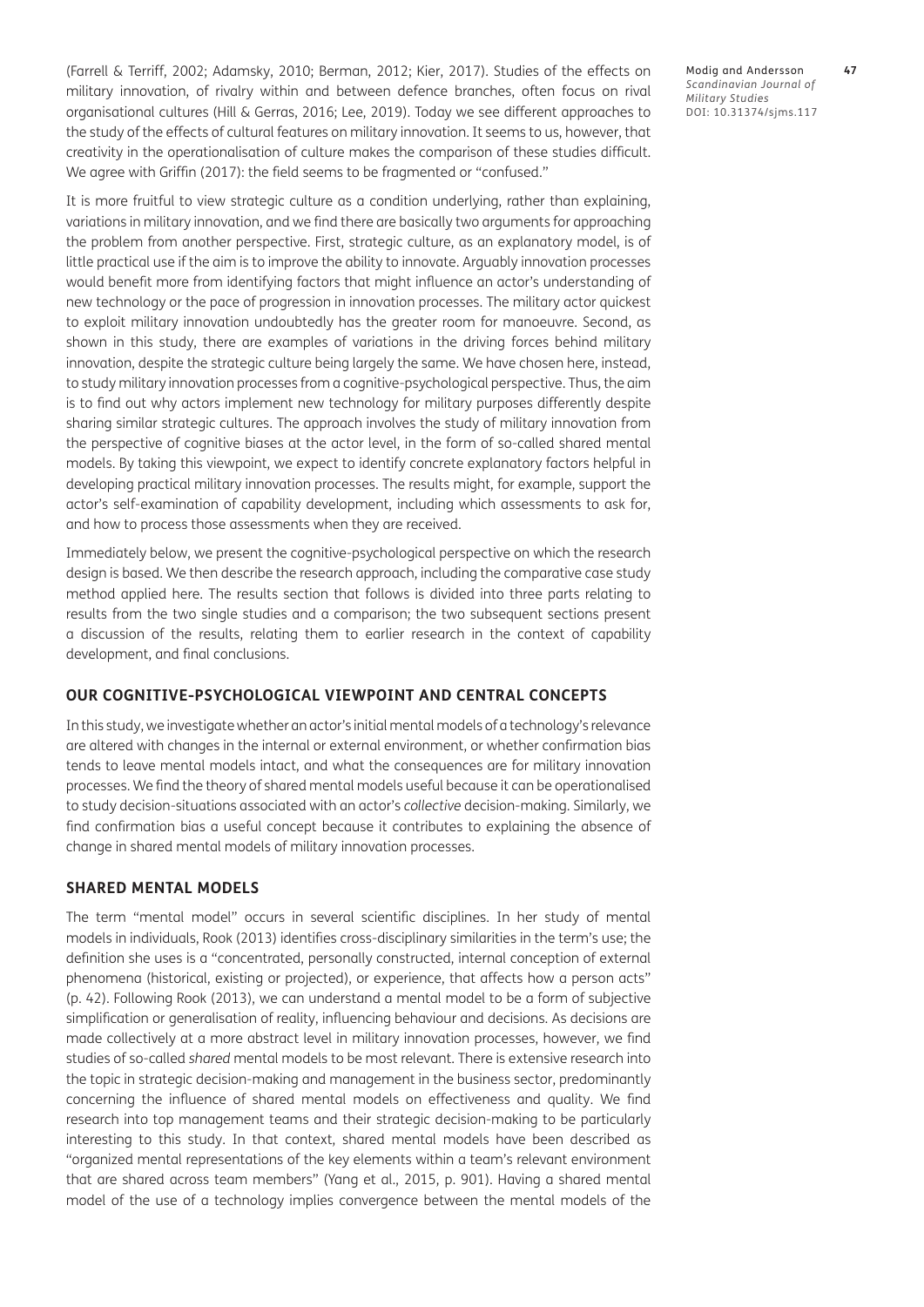(Farrell & Terriff, 2002; Adamsky, 2010; Berman, 2012; Kier, 2017). Studies of the effects on military innovation, of rivalry within and between defence branches, often focus on rival organisational cultures (Hill & Gerras, 2016; Lee, 2019). Today we see different approaches to the study of the effects of cultural features on military innovation. It seems to us, however, that creativity in the operationalisation of culture makes the comparison of these studies difficult. We agree with Griffin (2017): the field seems to be fragmented or "confused."

It is more fruitful to view strategic culture as a condition underlying, rather than explaining, variations in military innovation, and we find there are basically two arguments for approaching the problem from another perspective. First, strategic culture, as an explanatory model, is of little practical use if the aim is to improve the ability to innovate. Arguably innovation processes would benefit more from identifying factors that might influence an actor's understanding of new technology or the pace of progression in innovation processes. The military actor quickest to exploit military innovation undoubtedly has the greater room for manoeuvre. Second, as shown in this study, there are examples of variations in the driving forces behind military innovation, despite the strategic culture being largely the same. We have chosen here, instead, to study military innovation processes from a cognitive-psychological perspective. Thus, the aim is to find out why actors implement new technology for military purposes differently despite sharing similar strategic cultures. The approach involves the study of military innovation from the perspective of cognitive biases at the actor level, in the form of so-called shared mental models. By taking this viewpoint, we expect to identify concrete explanatory factors helpful in developing practical military innovation processes. The results might, for example, support the actor's self-examination of capability development, including which assessments to ask for, and how to process those assessments when they are received.

Immediately below, we present the cognitive-psychological perspective on which the research design is based. We then describe the research approach, including the comparative case study method applied here. The results section that follows is divided into three parts relating to results from the two single studies and a comparison; the two subsequent sections present a discussion of the results, relating them to earlier research in the context of capability development, and final conclusions.

## OUR COGNITIVE-PSYCHOLOGICAL VIEWPOINT AND CENTRAL CONCEPTS

In this study, we investigate whether an actor's initial mental models of a technology's relevance are altered with changes in the internal or external environment, or whether confirmation bias tends to leave mental models intact, and what the consequences are for military innovation processes. We find the theory of shared mental models useful because it can be operationalised to study decision-situations associated with an actor's *collective* decision-making. Similarly, we find confirmation bias a useful concept because it contributes to explaining the absence of change in shared mental models of military innovation processes.

## SHARED MENTAL MODELS

The term "mental model" occurs in several scientific disciplines. In her study of mental models in individuals, Rook (2013) identifies cross-disciplinary similarities in the term's use; the definition she uses is a "concentrated, personally constructed, internal conception of external phenomena (historical, existing or projected), or experience, that affects how a person acts" (p. 42). Following Rook (2013), we can understand a mental model to be a form of subjective simplification or generalisation of reality, influencing behaviour and decisions. As decisions are made collectively at a more abstract level in military innovation processes, however, we find studies of so-called *shared* mental models to be most relevant. There is extensive research into the topic in strategic decision-making and management in the business sector, predominantly concerning the influence of shared mental models on effectiveness and quality. We find research into top management teams and their strategic decision-making to be particularly interesting to this study. In that context, shared mental models have been described as "organized mental representations of the key elements within a team's relevant environment that are shared across team members" (Yang et al., 2015, p. 901). Having a shared mental model of the use of a technology implies convergence between the mental models of the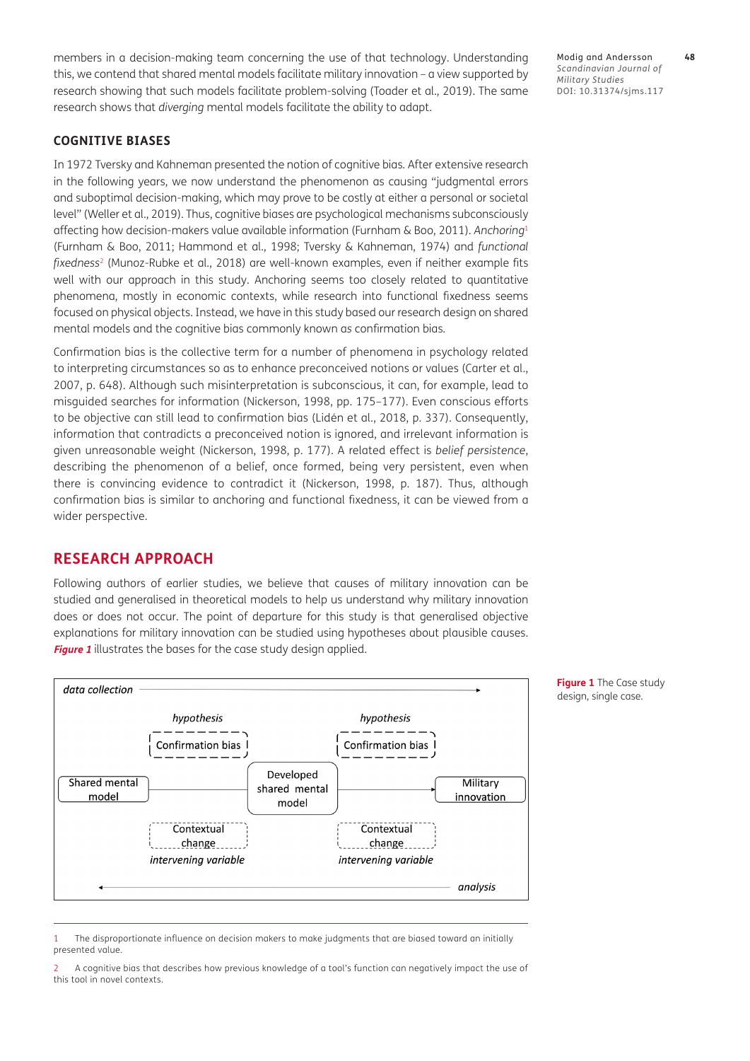members in a decision-making team concerning the use of that technology. Understanding this, we contend that shared mental models facilitate military innovation – a view supported by research showing that such models facilitate problem-solving (Toader et al., 2019). The same research shows that *diverging* mental models facilitate the ability to adapt.

## COGNITIVE BIASES

In 1972 Tversky and Kahneman presented the notion of cognitive bias. After extensive research in the following years, we now understand the phenomenon as causing "judgmental errors and suboptimal decision-making, which may prove to be costly at either a personal or societal level" (Weller et al., 2019). Thus, cognitive biases are psychological mechanisms subconsciously affecting how decision-makers value available information (Furnham & Boo, 2011). *Anchoring*[1] (Furnham & Boo, 2011; Hammond et al., 1998; Tversky & Kahneman, 1974) and *functional fixedness*[2] (Munoz-Rubke et al., 2018) are well-known examples, even if neither example fits well with our approach in this study. Anchoring seems too closely related to quantitative phenomena, mostly in economic contexts, while research into functional fixedness seems focused on physical objects. Instead, we have in this study based our research design on shared mental models and the cognitive bias commonly known as confirmation bias.

Confirmation bias is the collective term for a number of phenomena in psychology related to interpreting circumstances so as to enhance preconceived notions or values (Carter et al., 2007, p. 648). Although such misinterpretation is subconscious, it can, for example, lead to misguided searches for information (Nickerson, 1998, pp. 175–177). Even conscious efforts to be objective can still lead to confirmation bias (Lidén et al., 2018, p. 337). Consequently, information that contradicts a preconceived notion is ignored, and irrelevant information is given unreasonable weight (Nickerson, 1998, p. 177). A related effect is *belief persistence*, describing the phenomenon of a belief, once formed, being very persistent, even when there is convincing evidence to contradict it (Nickerson, 1998, p. 187). Thus, although confirmation bias is similar to anchoring and functional fixedness, it can be viewed from a wider perspective.

## RESEARCH APPROACH

Following authors of earlier studies, we believe that causes of military innovation can be studied and generalised in theoretical models to help us understand why military innovation does or does not occur. The point of departure for this study is that generalised objective explanations for military innovation can be studied using hypotheses about plausible causes. ***Figure 1*** illustrates the bases for the case study design applied.

*data collection* →

*hypothesis* — Confirmation bias | *hypothesis* — Confirmation bias

Shared mental model — Developed shared mental model → Military innovation

Contextual change — *intervening variable* | Contextual change — *intervening variable*

← *analysis*

**Figure 1** The Case study design, single case.

---

1 The disproportionate influence on decision makers to make judgments that are biased toward an initially presented value.

2 A cognitive bias that describes how previous knowledge of a tool's function can negatively impact the use of this tool in novel contexts.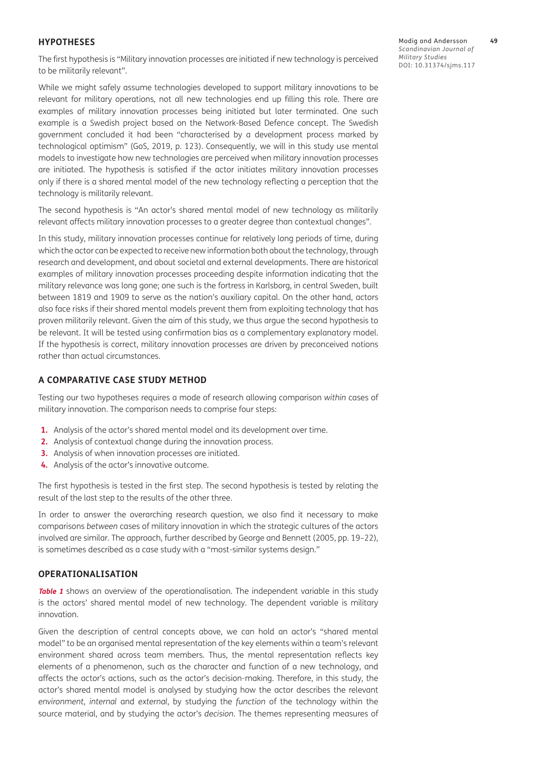## HYPOTHESES

The first hypothesis is "Military innovation processes are initiated if new technology is perceived to be militarily relevant".

While we might safely assume technologies developed to support military innovations to be relevant for military operations, not all new technologies end up filling this role. There are examples of military innovation processes being initiated but later terminated. One such example is a Swedish project based on the Network-Based Defence concept. The Swedish government concluded it had been "characterised by a development process marked by technological optimism" (GoS, 2019, p. 123). Consequently, we will in this study use mental models to investigate how new technologies are perceived when military innovation processes are initiated. The hypothesis is satisfied if the actor initiates military innovation processes only if there is a shared mental model of the new technology reflecting a perception that the technology is militarily relevant.

The second hypothesis is "An actor's shared mental model of new technology as militarily relevant affects military innovation processes to a greater degree than contextual changes".

In this study, military innovation processes continue for relatively long periods of time, during which the actor can be expected to receive new information both about the technology, through research and development, and about societal and external developments. There are historical examples of military innovation processes proceeding despite information indicating that the military relevance was long gone; one such is the fortress in Karlsborg, in central Sweden, built between 1819 and 1909 to serve as the nation's auxiliary capital. On the other hand, actors also face risks if their shared mental models prevent them from exploiting technology that has proven militarily relevant. Given the aim of this study, we thus argue the second hypothesis to be relevant. It will be tested using confirmation bias as a complementary explanatory model. If the hypothesis is correct, military innovation processes are driven by preconceived notions rather than actual circumstances.

## A COMPARATIVE CASE STUDY METHOD

Testing our two hypotheses requires a mode of research allowing comparison *within* cases of military innovation. The comparison needs to comprise four steps:

1. Analysis of the actor's shared mental model and its development over time.
2. Analysis of contextual change during the innovation process.
3. Analysis of when innovation processes are initiated.
4. Analysis of the actor's innovative outcome.

The first hypothesis is tested in the first step. The second hypothesis is tested by relating the result of the last step to the results of the other three.

In order to answer the overarching research question, we also find it necessary to make comparisons *between* cases of military innovation in which the strategic cultures of the actors involved are similar. The approach, further described by George and Bennett (2005, pp. 19–22), is sometimes described as a case study with a "most-similar systems design."

## OPERATIONALISATION

***Table 1*** shows an overview of the operationalisation. The independent variable in this study is the actors' shared mental model of new technology. The dependent variable is military innovation.

Given the description of central concepts above, we can hold an actor's "shared mental model" to be an organised mental representation of the key elements within a team's relevant environment shared across team members. Thus, the mental representation reflects key elements of a phenomenon, such as the character and function of a new technology, and affects the actor's actions, such as the actor's decision-making. Therefore, in this study, the actor's shared mental model is analysed by studying how the actor describes the relevant *environment*, *internal* and *external*, by studying the *function* of the technology within the source material, and by studying the actor's *decision*. The themes representing measures of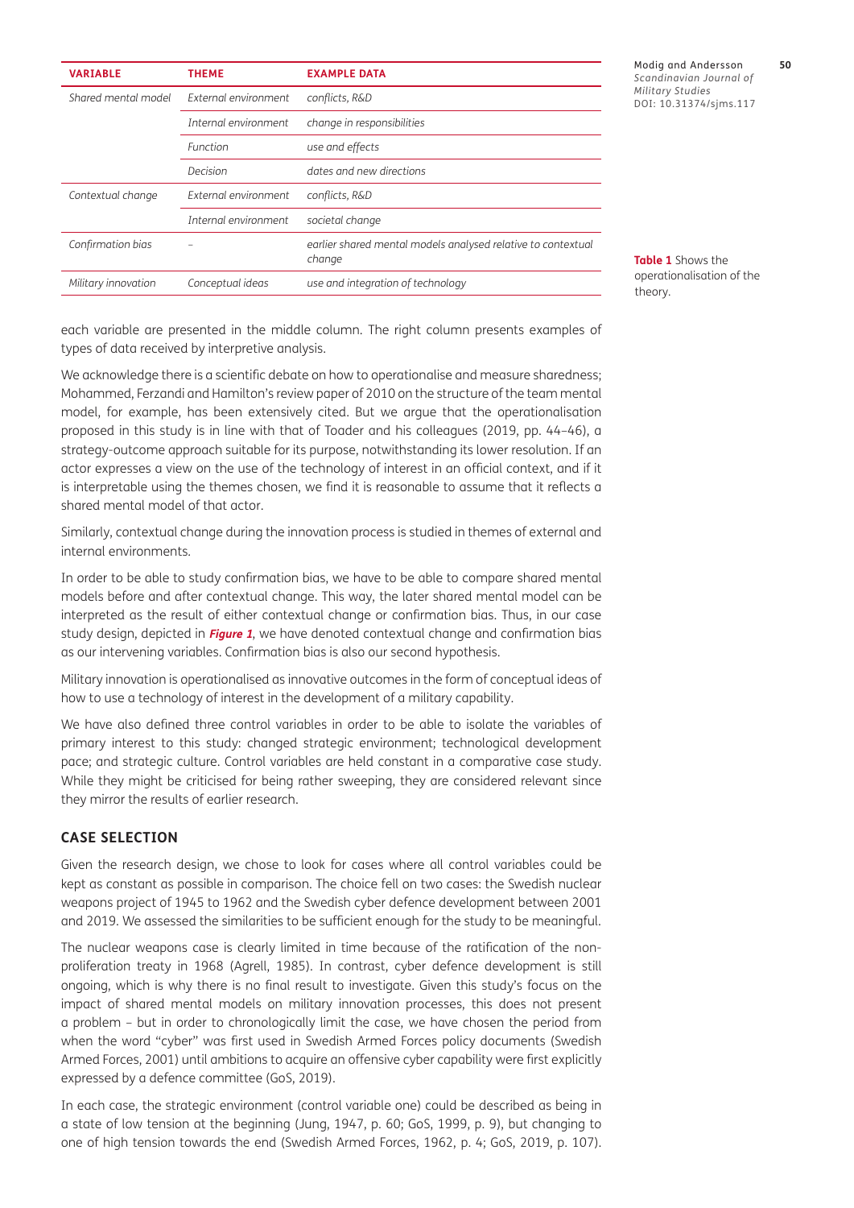| VARIABLE | THEME | EXAMPLE DATA |
|---|---|---|
| *Shared mental model* | *External environment* | *conflicts, R&D* |
| | *Internal environment* | *change in responsibilities* |
| | *Function* | *use and effects* |
| | *Decision* | *dates and new directions* |
| *Contextual change* | *External environment* | *conflicts, R&D* |
| | *Internal environment* | *societal change* |
| *Confirmation bias* | – | *earlier shared mental models analysed relative to contextual change* |
| *Military innovation* | *Conceptual ideas* | *use and integration of technology* |

**Table 1** Shows the operationalisation of the theory.

each variable are presented in the middle column. The right column presents examples of types of data received by interpretive analysis.

We acknowledge there is a scientific debate on how to operationalise and measure sharedness; Mohammed, Ferzandi and Hamilton's review paper of 2010 on the structure of the team mental model, for example, has been extensively cited. But we argue that the operationalisation proposed in this study is in line with that of Toader and his colleagues (2019, pp. 44–46), a strategy-outcome approach suitable for its purpose, notwithstanding its lower resolution. If an actor expresses a view on the use of the technology of interest in an official context, and if it is interpretable using the themes chosen, we find it is reasonable to assume that it reflects a shared mental model of that actor.

Similarly, contextual change during the innovation process is studied in themes of external and internal environments.

In order to be able to study confirmation bias, we have to be able to compare shared mental models before and after contextual change. This way, the later shared mental model can be interpreted as the result of either contextual change or confirmation bias. Thus, in our case study design, depicted in ***Figure 1***, we have denoted contextual change and confirmation bias as our intervening variables. Confirmation bias is also our second hypothesis.

Military innovation is operationalised as innovative outcomes in the form of conceptual ideas of how to use a technology of interest in the development of a military capability.

We have also defined three control variables in order to be able to isolate the variables of primary interest to this study: changed strategic environment; technological development pace; and strategic culture. Control variables are held constant in a comparative case study. While they might be criticised for being rather sweeping, they are considered relevant since they mirror the results of earlier research.

## CASE SELECTION

Given the research design, we chose to look for cases where all control variables could be kept as constant as possible in comparison. The choice fell on two cases: the Swedish nuclear weapons project of 1945 to 1962 and the Swedish cyber defence development between 2001 and 2019. We assessed the similarities to be sufficient enough for the study to be meaningful.

The nuclear weapons case is clearly limited in time because of the ratification of the non-proliferation treaty in 1968 (Agrell, 1985). In contrast, cyber defence development is still ongoing, which is why there is no final result to investigate. Given this study's focus on the impact of shared mental models on military innovation processes, this does not present a problem – but in order to chronologically limit the case, we have chosen the period from when the word "cyber" was first used in Swedish Armed Forces policy documents (Swedish Armed Forces, 2001) until ambitions to acquire an offensive cyber capability were first explicitly expressed by a defence committee (GoS, 2019).

In each case, the strategic environment (control variable one) could be described as being in a state of low tension at the beginning (Jung, 1947, p. 60; GoS, 1999, p. 9), but changing to one of high tension towards the end (Swedish Armed Forces, 1962, p. 4; GoS, 2019, p. 107).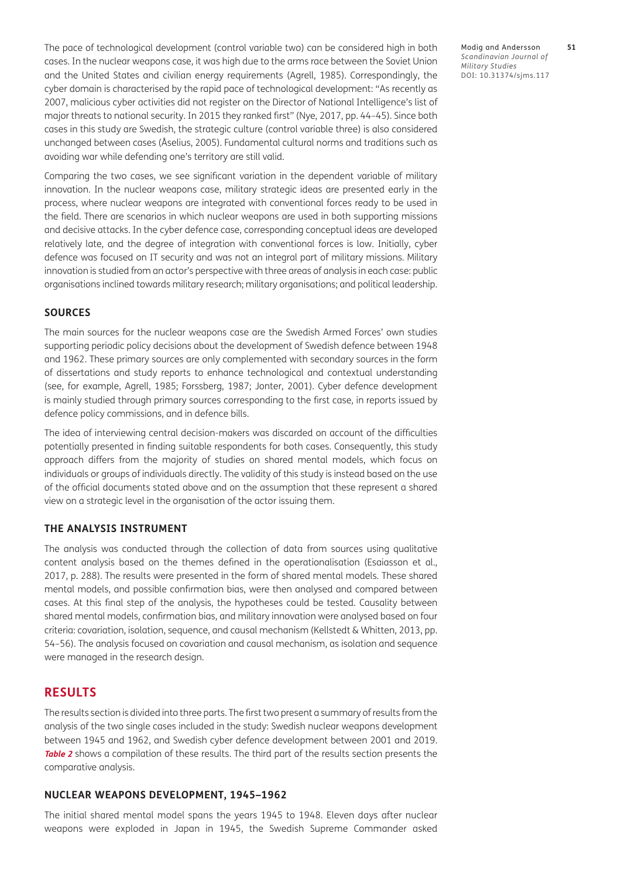The pace of technological development (control variable two) can be considered high in both cases. In the nuclear weapons case, it was high due to the arms race between the Soviet Union and the United States and civilian energy requirements (Agrell, 1985). Correspondingly, the cyber domain is characterised by the rapid pace of technological development: "As recently as 2007, malicious cyber activities did not register on the Director of National Intelligence's list of major threats to national security. In 2015 they ranked first" (Nye, 2017, pp. 44–45). Since both cases in this study are Swedish, the strategic culture (control variable three) is also considered unchanged between cases (Åselius, 2005). Fundamental cultural norms and traditions such as avoiding war while defending one's territory are still valid.

Comparing the two cases, we see significant variation in the dependent variable of military innovation. In the nuclear weapons case, military strategic ideas are presented early in the process, where nuclear weapons are integrated with conventional forces ready to be used in the field. There are scenarios in which nuclear weapons are used in both supporting missions and decisive attacks. In the cyber defence case, corresponding conceptual ideas are developed relatively late, and the degree of integration with conventional forces is low. Initially, cyber defence was focused on IT security and was not an integral part of military missions. Military innovation is studied from an actor's perspective with three areas of analysis in each case: public organisations inclined towards military research; military organisations; and political leadership.

### SOURCES

The main sources for the nuclear weapons case are the Swedish Armed Forces' own studies supporting periodic policy decisions about the development of Swedish defence between 1948 and 1962. These primary sources are only complemented with secondary sources in the form of dissertations and study reports to enhance technological and contextual understanding (see, for example, Agrell, 1985; Forssberg, 1987; Jonter, 2001). Cyber defence development is mainly studied through primary sources corresponding to the first case, in reports issued by defence policy commissions, and in defence bills.

The idea of interviewing central decision-makers was discarded on account of the difficulties potentially presented in finding suitable respondents for both cases. Consequently, this study approach differs from the majority of studies on shared mental models, which focus on individuals or groups of individuals directly. The validity of this study is instead based on the use of the official documents stated above and on the assumption that these represent a shared view on a strategic level in the organisation of the actor issuing them.

### THE ANALYSIS INSTRUMENT

The analysis was conducted through the collection of data from sources using qualitative content analysis based on the themes defined in the operationalisation (Esaiasson et al., 2017, p. 288). The results were presented in the form of shared mental models. These shared mental models, and possible confirmation bias, were then analysed and compared between cases. At this final step of the analysis, the hypotheses could be tested. Causality between shared mental models, confirmation bias, and military innovation were analysed based on four criteria: covariation, isolation, sequence, and causal mechanism (Kellstedt & Whitten, 2013, pp. 54–56). The analysis focused on covariation and causal mechanism, as isolation and sequence were managed in the research design.

## RESULTS

The results section is divided into three parts. The first two present a summary of results from the analysis of the two single cases included in the study: Swedish nuclear weapons development between 1945 and 1962, and Swedish cyber defence development between 2001 and 2019. ***Table 2*** shows a compilation of these results. The third part of the results section presents the comparative analysis.

### NUCLEAR WEAPONS DEVELOPMENT, 1945–1962

The initial shared mental model spans the years 1945 to 1948. Eleven days after nuclear weapons were exploded in Japan in 1945, the Swedish Supreme Commander asked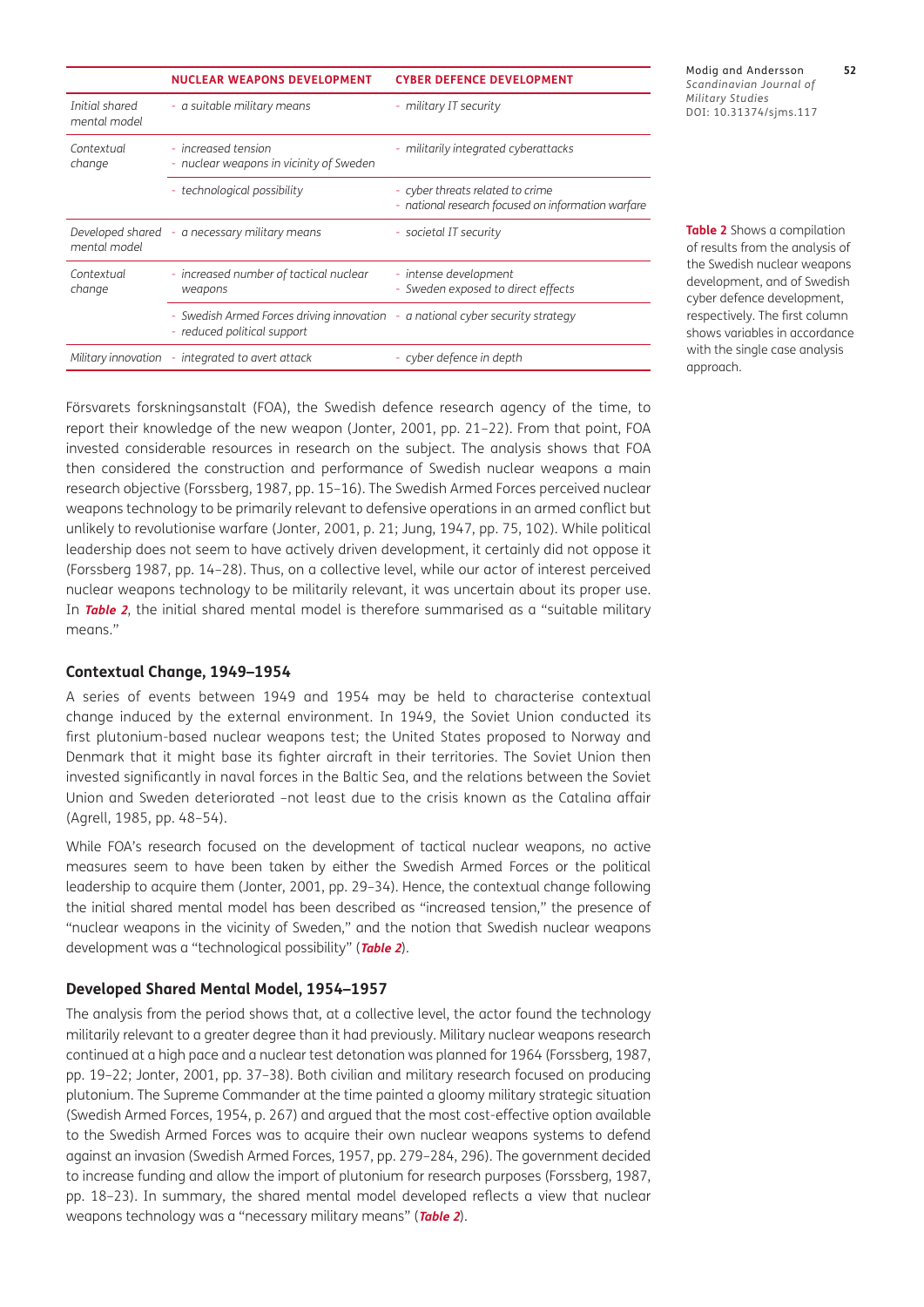| | NUCLEAR WEAPONS DEVELOPMENT | CYBER DEFENCE DEVELOPMENT |
|---|---|---|
| *Initial shared mental model* | - *a suitable military means* | - *military IT security* |
| *Contextual change* | - *increased tension*<br>- *nuclear weapons in vicinity of Sweden* | - *militarily integrated cyberattacks* |
| | - *technological possibility* | - *cyber threats related to crime*<br>- *national research focused on information warfare* |
| *Developed shared mental model* | - *a necessary military means* | - *societal IT security* |
| *Contextual change* | - *increased number of tactical nuclear weapons* | - *intense development*<br>- *Sweden exposed to direct effects* |
| | - *Swedish Armed Forces driving innovation*<br>- *reduced political support* | - *a national cyber security strategy* |
| *Military innovation* | - *integrated to avert attack* | - *cyber defence in depth* |

**Table 2** Shows a compilation of results from the analysis of the Swedish nuclear weapons development, and of Swedish cyber defence development, respectively. The first column shows variables in accordance with the single case analysis approach.

Försvarets forskningsanstalt (FOA), the Swedish defence research agency of the time, to report their knowledge of the new weapon (Jonter, 2001, pp. 21–22). From that point, FOA invested considerable resources in research on the subject. The analysis shows that FOA then considered the construction and performance of Swedish nuclear weapons a main research objective (Forssberg, 1987, pp. 15–16). The Swedish Armed Forces perceived nuclear weapons technology to be primarily relevant to defensive operations in an armed conflict but unlikely to revolutionise warfare (Jonter, 2001, p. 21; Jung, 1947, pp. 75, 102). While political leadership does not seem to have actively driven development, it certainly did not oppose it (Forssberg 1987, pp. 14–28). Thus, on a collective level, while our actor of interest perceived nuclear weapons technology to be militarily relevant, it was uncertain about its proper use. In ***Table 2***, the initial shared mental model is therefore summarised as a "suitable military means."

### Contextual Change, 1949–1954

A series of events between 1949 and 1954 may be held to characterise contextual change induced by the external environment. In 1949, the Soviet Union conducted its first plutonium-based nuclear weapons test; the United States proposed to Norway and Denmark that it might base its fighter aircraft in their territories. The Soviet Union then invested significantly in naval forces in the Baltic Sea, and the relations between the Soviet Union and Sweden deteriorated –not least due to the crisis known as the Catalina affair (Agrell, 1985, pp. 48–54).

While FOA's research focused on the development of tactical nuclear weapons, no active measures seem to have been taken by either the Swedish Armed Forces or the political leadership to acquire them (Jonter, 2001, pp. 29–34). Hence, the contextual change following the initial shared mental model has been described as "increased tension," the presence of "nuclear weapons in the vicinity of Sweden," and the notion that Swedish nuclear weapons development was a "technological possibility" (***Table 2***).

### Developed Shared Mental Model, 1954–1957

The analysis from the period shows that, at a collective level, the actor found the technology militarily relevant to a greater degree than it had previously. Military nuclear weapons research continued at a high pace and a nuclear test detonation was planned for 1964 (Forssberg, 1987, pp. 19–22; Jonter, 2001, pp. 37–38). Both civilian and military research focused on producing plutonium. The Supreme Commander at the time painted a gloomy military strategic situation (Swedish Armed Forces, 1954, p. 267) and argued that the most cost-effective option available to the Swedish Armed Forces was to acquire their own nuclear weapons systems to defend against an invasion (Swedish Armed Forces, 1957, pp. 279–284, 296). The government decided to increase funding and allow the import of plutonium for research purposes (Forssberg, 1987, pp. 18–23). In summary, the shared mental model developed reflects a view that nuclear weapons technology was a "necessary military means" (***Table 2***).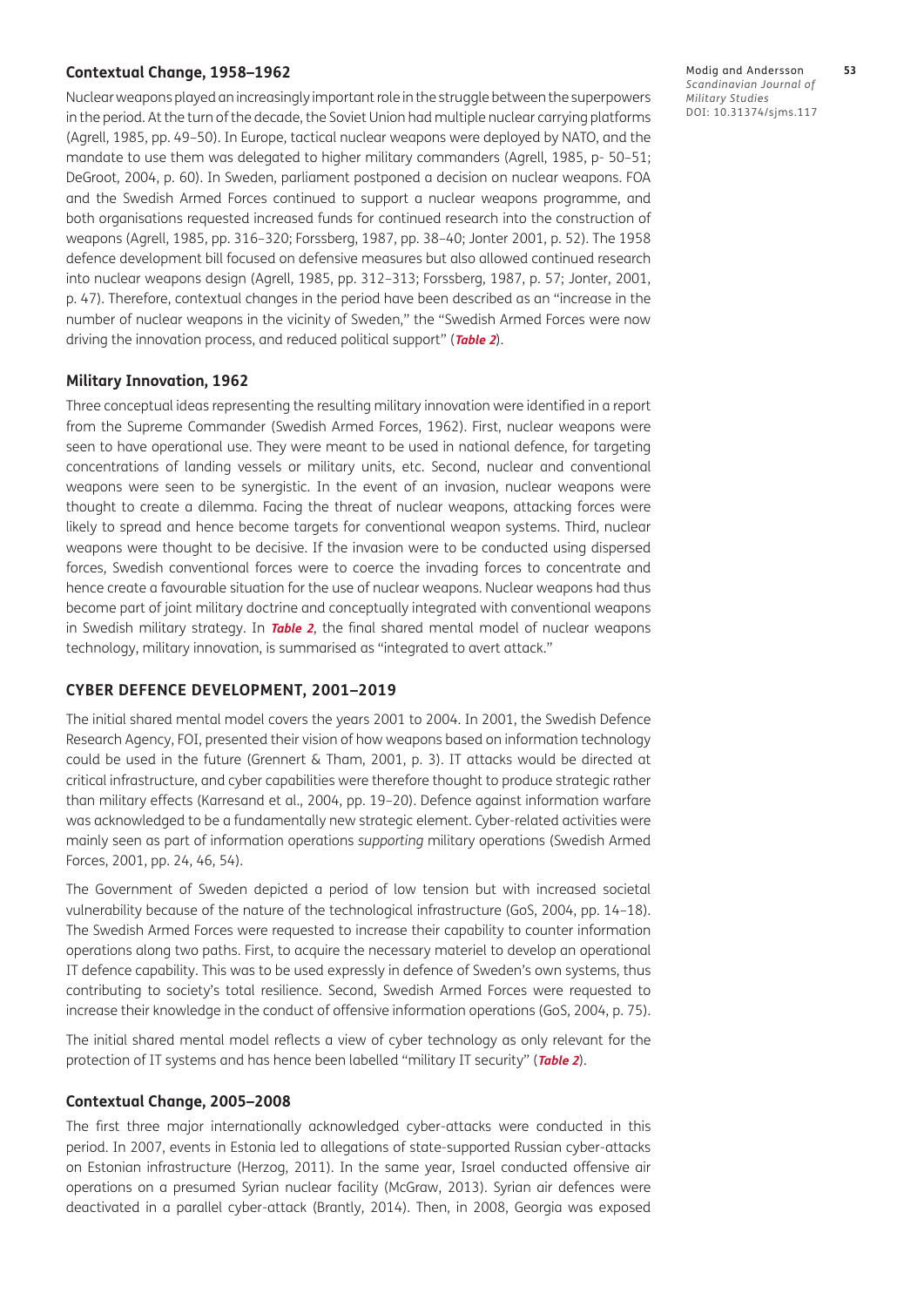### Contextual Change, 1958–1962

Nuclear weapons played an increasingly important role in the struggle between the superpowers in the period. At the turn of the decade, the Soviet Union had multiple nuclear carrying platforms (Agrell, 1985, pp. 49–50). In Europe, tactical nuclear weapons were deployed by NATO, and the mandate to use them was delegated to higher military commanders (Agrell, 1985, p- 50–51; DeGroot, 2004, p. 60). In Sweden, parliament postponed a decision on nuclear weapons. FOA and the Swedish Armed Forces continued to support a nuclear weapons programme, and both organisations requested increased funds for continued research into the construction of weapons (Agrell, 1985, pp. 316–320; Forssberg, 1987, pp. 38–40; Jonter 2001, p. 52). The 1958 defence development bill focused on defensive measures but also allowed continued research into nuclear weapons design (Agrell, 1985, pp. 312–313; Forssberg, 1987, p. 57; Jonter, 2001, p. 47). Therefore, contextual changes in the period have been described as an "increase in the number of nuclear weapons in the vicinity of Sweden," the "Swedish Armed Forces were now driving the innovation process, and reduced political support" (***Table 2***).

### Military Innovation, 1962

Three conceptual ideas representing the resulting military innovation were identified in a report from the Supreme Commander (Swedish Armed Forces, 1962). First, nuclear weapons were seen to have operational use. They were meant to be used in national defence, for targeting concentrations of landing vessels or military units, etc. Second, nuclear and conventional weapons were seen to be synergistic. In the event of an invasion, nuclear weapons were thought to create a dilemma. Facing the threat of nuclear weapons, attacking forces were likely to spread and hence become targets for conventional weapon systems. Third, nuclear weapons were thought to be decisive. If the invasion were to be conducted using dispersed forces, Swedish conventional forces were to coerce the invading forces to concentrate and hence create a favourable situation for the use of nuclear weapons. Nuclear weapons had thus become part of joint military doctrine and conceptually integrated with conventional weapons in Swedish military strategy. In ***Table 2***, the final shared mental model of nuclear weapons technology, military innovation, is summarised as "integrated to avert attack."

## CYBER DEFENCE DEVELOPMENT, 2001–2019

The initial shared mental model covers the years 2001 to 2004. In 2001, the Swedish Defence Research Agency, FOI, presented their vision of how weapons based on information technology could be used in the future (Grennert & Tham, 2001, p. 3). IT attacks would be directed at critical infrastructure, and cyber capabilities were therefore thought to produce strategic rather than military effects (Karresand et al., 2004, pp. 19–20). Defence against information warfare was acknowledged to be a fundamentally new strategic element. Cyber-related activities were mainly seen as part of information operations *supporting* military operations (Swedish Armed Forces, 2001, pp. 24, 46, 54).

The Government of Sweden depicted a period of low tension but with increased societal vulnerability because of the nature of the technological infrastructure (GoS, 2004, pp. 14–18). The Swedish Armed Forces were requested to increase their capability to counter information operations along two paths. First, to acquire the necessary materiel to develop an operational IT defence capability. This was to be used expressly in defence of Sweden's own systems, thus contributing to society's total resilience. Second, Swedish Armed Forces were requested to increase their knowledge in the conduct of offensive information operations (GoS, 2004, p. 75).

The initial shared mental model reflects a view of cyber technology as only relevant for the protection of IT systems and has hence been labelled "military IT security" (***Table 2***).

### Contextual Change, 2005–2008

The first three major internationally acknowledged cyber-attacks were conducted in this period. In 2007, events in Estonia led to allegations of state-supported Russian cyber-attacks on Estonian infrastructure (Herzog, 2011). In the same year, Israel conducted offensive air operations on a presumed Syrian nuclear facility (McGraw, 2013). Syrian air defences were deactivated in a parallel cyber-attack (Brantly, 2014). Then, in 2008, Georgia was exposed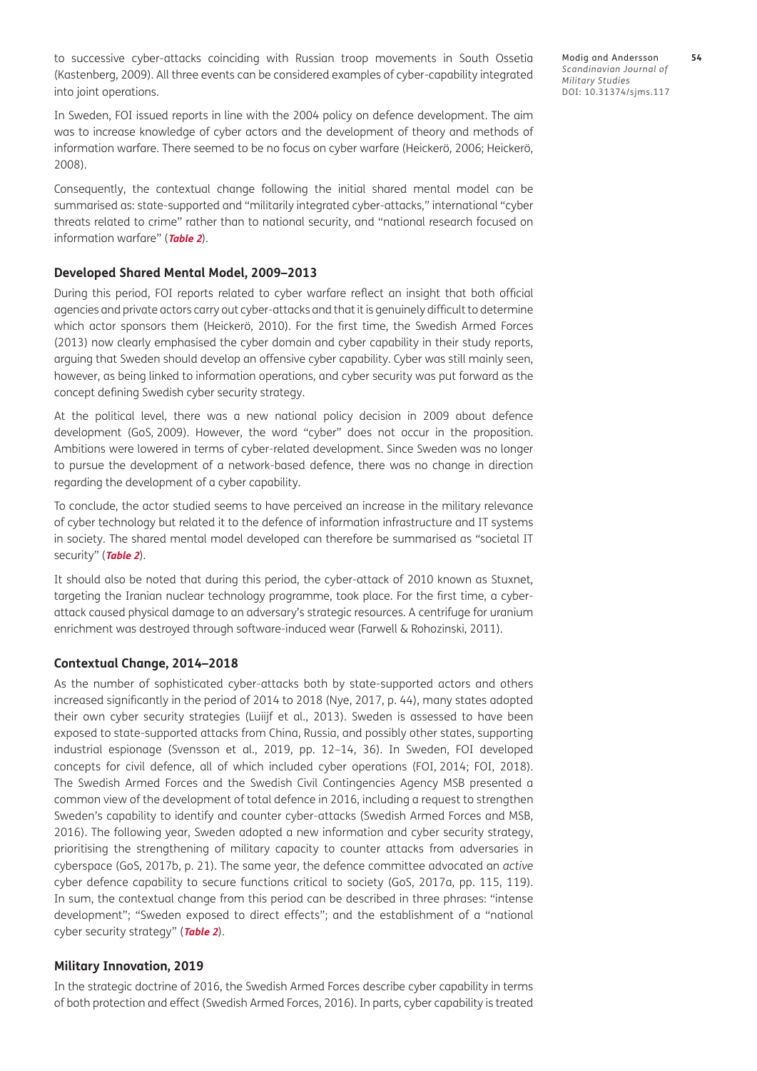to successive cyber-attacks coinciding with Russian troop movements in South Ossetia (Kastenberg, 2009). All three events can be considered examples of cyber-capability integrated into joint operations.

In Sweden, FOI issued reports in line with the 2004 policy on defence development. The aim was to increase knowledge of cyber actors and the development of theory and methods of information warfare. There seemed to be no focus on cyber warfare (Heickerö, 2006; Heickerö, 2008).

Consequently, the contextual change following the initial shared mental model can be summarised as: state-supported and "militarily integrated cyber-attacks," international "cyber threats related to crime" rather than to national security, and "national research focused on information warfare" (***Table 2***).

### Developed Shared Mental Model, 2009–2013

During this period, FOI reports related to cyber warfare reflect an insight that both official agencies and private actors carry out cyber-attacks and that it is genuinely difficult to determine which actor sponsors them (Heickerö, 2010). For the first time, the Swedish Armed Forces (2013) now clearly emphasised the cyber domain and cyber capability in their study reports, arguing that Sweden should develop an offensive cyber capability. Cyber was still mainly seen, however, as being linked to information operations, and cyber security was put forward as the concept defining Swedish cyber security strategy.

At the political level, there was a new national policy decision in 2009 about defence development (GoS, 2009). However, the word "cyber" does not occur in the proposition. Ambitions were lowered in terms of cyber-related development. Since Sweden was no longer to pursue the development of a network-based defence, there was no change in direction regarding the development of a cyber capability.

To conclude, the actor studied seems to have perceived an increase in the military relevance of cyber technology but related it to the defence of information infrastructure and IT systems in society. The shared mental model developed can therefore be summarised as "societal IT security" (***Table 2***).

It should also be noted that during this period, the cyber-attack of 2010 known as Stuxnet, targeting the Iranian nuclear technology programme, took place. For the first time, a cyber-attack caused physical damage to an adversary's strategic resources. A centrifuge for uranium enrichment was destroyed through software-induced wear (Farwell & Rohozinski, 2011).

### Contextual Change, 2014–2018

As the number of sophisticated cyber-attacks both by state-supported actors and others increased significantly in the period of 2014 to 2018 (Nye, 2017, p. 44), many states adopted their own cyber security strategies (Luiijf et al., 2013). Sweden is assessed to have been exposed to state-supported attacks from China, Russia, and possibly other states, supporting industrial espionage (Svensson et al., 2019, pp. 12–14, 36). In Sweden, FOI developed concepts for civil defence, all of which included cyber operations (FOI, 2014; FOI, 2018). The Swedish Armed Forces and the Swedish Civil Contingencies Agency MSB presented a common view of the development of total defence in 2016, including a request to strengthen Sweden's capability to identify and counter cyber-attacks (Swedish Armed Forces and MSB, 2016). The following year, Sweden adopted a new information and cyber security strategy, prioritising the strengthening of military capacity to counter attacks from adversaries in cyberspace (GoS, 2017b, p. 21). The same year, the defence committee advocated an *active* cyber defence capability to secure functions critical to society (GoS, 2017a, pp. 115, 119). In sum, the contextual change from this period can be described in three phrases: "intense development"; "Sweden exposed to direct effects"; and the establishment of a "national cyber security strategy" (***Table 2***).

### Military Innovation, 2019

In the strategic doctrine of 2016, the Swedish Armed Forces describe cyber capability in terms of both protection and effect (Swedish Armed Forces, 2016). In parts, cyber capability is treated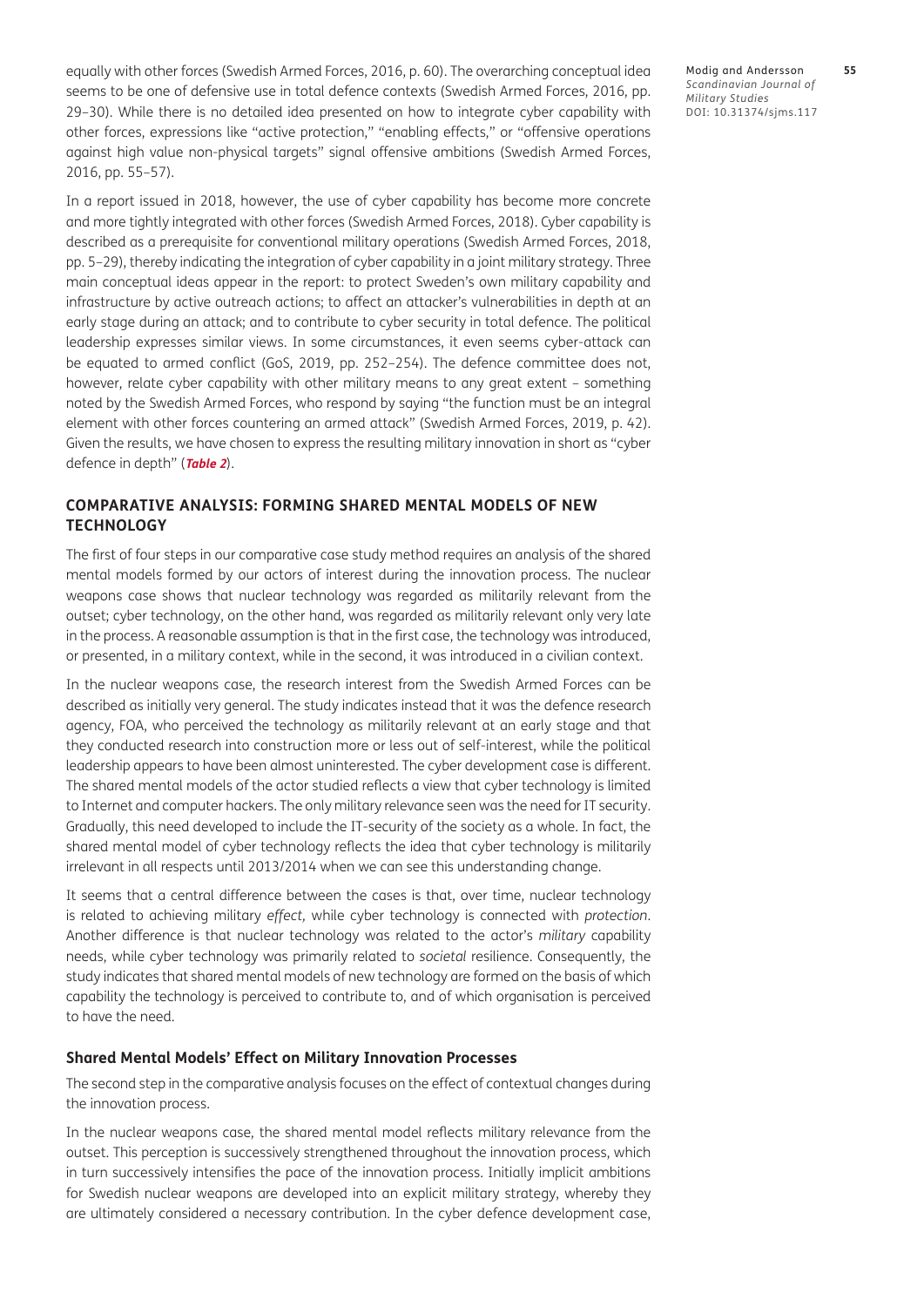equally with other forces (Swedish Armed Forces, 2016, p. 60). The overarching conceptual idea seems to be one of defensive use in total defence contexts (Swedish Armed Forces, 2016, pp. 29–30). While there is no detailed idea presented on how to integrate cyber capability with other forces, expressions like "active protection," "enabling effects," or "offensive operations against high value non-physical targets" signal offensive ambitions (Swedish Armed Forces, 2016, pp. 55–57).

In a report issued in 2018, however, the use of cyber capability has become more concrete and more tightly integrated with other forces (Swedish Armed Forces, 2018). Cyber capability is described as a prerequisite for conventional military operations (Swedish Armed Forces, 2018, pp. 5–29), thereby indicating the integration of cyber capability in a joint military strategy. Three main conceptual ideas appear in the report: to protect Sweden's own military capability and infrastructure by active outreach actions; to affect an attacker's vulnerabilities in depth at an early stage during an attack; and to contribute to cyber security in total defence. The political leadership expresses similar views. In some circumstances, it even seems cyber-attack can be equated to armed conflict (GoS, 2019, pp. 252–254). The defence committee does not, however, relate cyber capability with other military means to any great extent – something noted by the Swedish Armed Forces, who respond by saying "the function must be an integral element with other forces countering an armed attack" (Swedish Armed Forces, 2019, p. 42). Given the results, we have chosen to express the resulting military innovation in short as "cyber defence in depth" (**Table 2**).

## COMPARATIVE ANALYSIS: FORMING SHARED MENTAL MODELS OF NEW TECHNOLOGY

The first of four steps in our comparative case study method requires an analysis of the shared mental models formed by our actors of interest during the innovation process. The nuclear weapons case shows that nuclear technology was regarded as militarily relevant from the outset; cyber technology, on the other hand, was regarded as militarily relevant only very late in the process. A reasonable assumption is that in the first case, the technology was introduced, or presented, in a military context, while in the second, it was introduced in a civilian context.

In the nuclear weapons case, the research interest from the Swedish Armed Forces can be described as initially very general. The study indicates instead that it was the defence research agency, FOA, who perceived the technology as militarily relevant at an early stage and that they conducted research into construction more or less out of self-interest, while the political leadership appears to have been almost uninterested. The cyber development case is different. The shared mental models of the actor studied reflects a view that cyber technology is limited to Internet and computer hackers. The only military relevance seen was the need for IT security. Gradually, this need developed to include the IT-security of the society as a whole. In fact, the shared mental model of cyber technology reflects the idea that cyber technology is militarily irrelevant in all respects until 2013/2014 when we can see this understanding change.

It seems that a central difference between the cases is that, over time, nuclear technology is related to achieving military *effect,* while cyber technology is connected with *protection*. Another difference is that nuclear technology was related to the actor's *military* capability needs, while cyber technology was primarily related to *societal* resilience. Consequently, the study indicates that shared mental models of new technology are formed on the basis of which capability the technology is perceived to contribute to, and of which organisation is perceived to have the need.

### Shared Mental Models' Effect on Military Innovation Processes

The second step in the comparative analysis focuses on the effect of contextual changes during the innovation process.

In the nuclear weapons case, the shared mental model reflects military relevance from the outset. This perception is successively strengthened throughout the innovation process, which in turn successively intensifies the pace of the innovation process. Initially implicit ambitions for Swedish nuclear weapons are developed into an explicit military strategy, whereby they are ultimately considered a necessary contribution. In the cyber defence development case,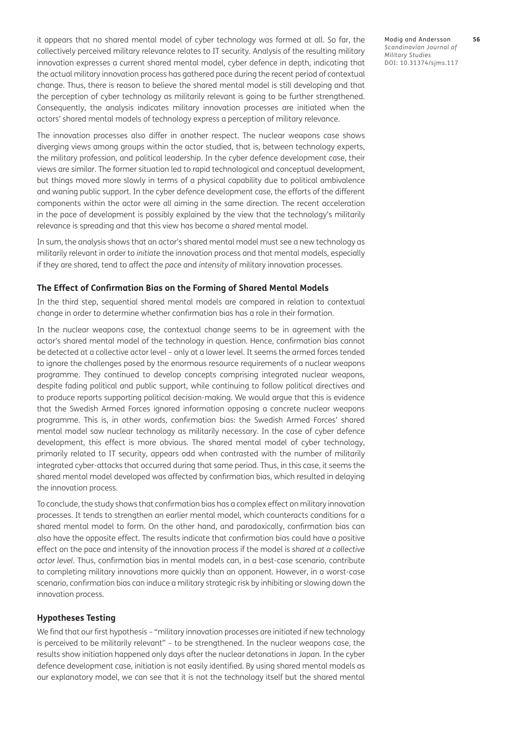it appears that no shared mental model of cyber technology was formed at all. So far, the collectively perceived military relevance relates to IT security. Analysis of the resulting military innovation expresses a current shared mental model, cyber defence in depth, indicating that the actual military innovation process has gathered pace during the recent period of contextual change. Thus, there is reason to believe the shared mental model is still developing and that the perception of cyber technology as militarily relevant is going to be further strengthened. Consequently, the analysis indicates military innovation processes are initiated when the actors' shared mental models of technology express a perception of military relevance.

The innovation processes also differ in another respect. The nuclear weapons case shows diverging views among groups within the actor studied, that is, between technology experts, the military profession, and political leadership. In the cyber defence development case, their views are similar. The former situation led to rapid technological and conceptual development, but things moved more slowly in terms of a physical capability due to political ambivalence and waning public support. In the cyber defence development case, the efforts of the different components within the actor were all aiming in the same direction. The recent acceleration in the pace of development is possibly explained by the view that the technology's militarily relevance is spreading and that this view has become a *shared* mental model.

In sum, the analysis shows that an actor's shared mental model must see a new technology as militarily relevant in order to *initiate* the innovation process and that mental models, especially if they are shared, tend to affect the *pace* and *intensity* of military innovation processes.

### The Effect of Confirmation Bias on the Forming of Shared Mental Models

In the third step, sequential shared mental models are compared in relation to contextual change in order to determine whether confirmation bias has a role in their formation.

In the nuclear weapons case, the contextual change seems to be in agreement with the actor's shared mental model of the technology in question. Hence, confirmation bias cannot be detected at a collective actor level – only at a lower level. It seems the armed forces tended to ignore the challenges posed by the enormous resource requirements of a nuclear weapons programme. They continued to develop concepts comprising integrated nuclear weapons, despite fading political and public support, while continuing to follow political directives and to produce reports supporting political decision-making. We would argue that this is evidence that the Swedish Armed Forces ignored information opposing a concrete nuclear weapons programme. This is, in other words, confirmation bias: the Swedish Armed Forces' shared mental model saw nuclear technology as militarily necessary. In the case of cyber defence development, this effect is more obvious. The shared mental model of cyber technology, primarily related to IT security, appears odd when contrasted with the number of militarily integrated cyber-attacks that occurred during that same period. Thus, in this case, it seems the shared mental model developed was affected by confirmation bias, which resulted in delaying the innovation process.

To conclude, the study shows that confirmation bias has a complex effect on military innovation processes. It tends to strengthen an earlier mental model, which counteracts conditions for a shared mental model to form. On the other hand, and paradoxically, confirmation bias can also have the opposite effect. The results indicate that confirmation bias could have a positive effect on the pace and intensity of the innovation process if the model is *shared at a collective actor level*. Thus, confirmation bias in mental models can, in a best-case scenario, contribute to completing military innovations more quickly than an opponent. However, in a worst-case scenario, confirmation bias can induce a military strategic risk by inhibiting or slowing down the innovation process.

### Hypotheses Testing

We find that our first hypothesis – "military innovation processes are initiated if new technology is perceived to be militarily relevant" – to be strengthened. In the nuclear weapons case, the results show initiation happened only days after the nuclear detonations in Japan. In the cyber defence development case, initiation is not easily identified. By using shared mental models as our explanatory model, we can see that it is not the technology itself but the shared mental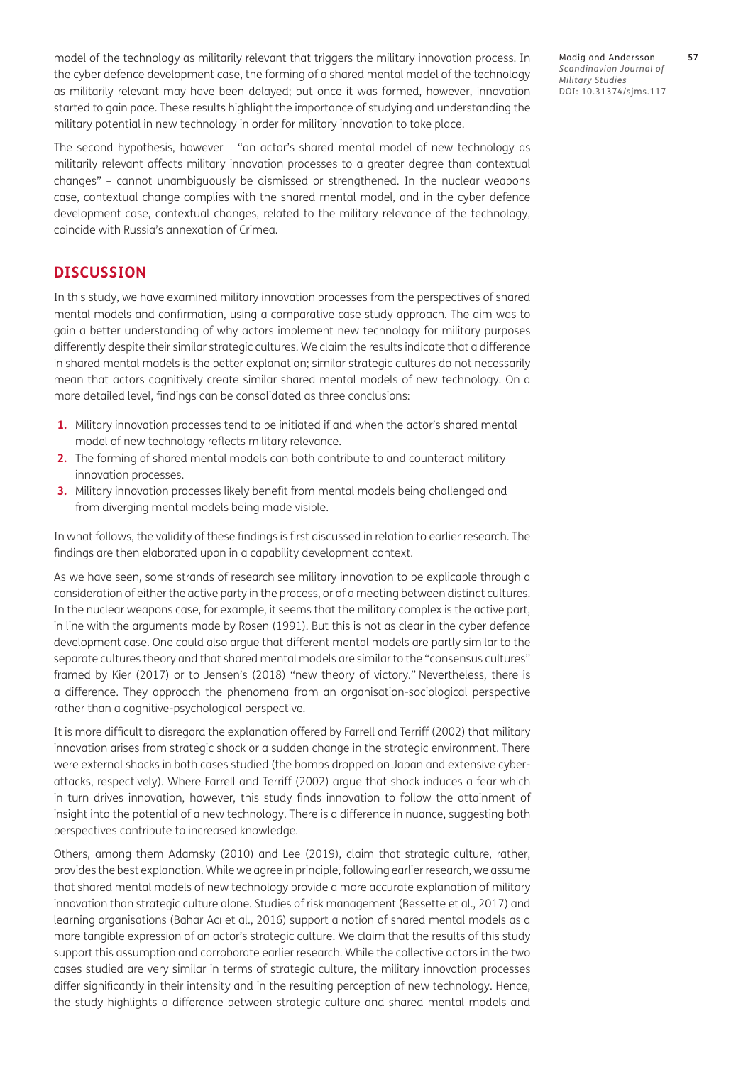model of the technology as militarily relevant that triggers the military innovation process. In the cyber defence development case, the forming of a shared mental model of the technology as militarily relevant may have been delayed; but once it was formed, however, innovation started to gain pace. These results highlight the importance of studying and understanding the military potential in new technology in order for military innovation to take place.

The second hypothesis, however – "an actor's shared mental model of new technology as militarily relevant affects military innovation processes to a greater degree than contextual changes" – cannot unambiguously be dismissed or strengthened. In the nuclear weapons case, contextual change complies with the shared mental model, and in the cyber defence development case, contextual changes, related to the military relevance of the technology, coincide with Russia's annexation of Crimea.

## DISCUSSION

In this study, we have examined military innovation processes from the perspectives of shared mental models and confirmation, using a comparative case study approach. The aim was to gain a better understanding of why actors implement new technology for military purposes differently despite their similar strategic cultures. We claim the results indicate that a difference in shared mental models is the better explanation; similar strategic cultures do not necessarily mean that actors cognitively create similar shared mental models of new technology. On a more detailed level, findings can be consolidated as three conclusions:

1. Military innovation processes tend to be initiated if and when the actor's shared mental model of new technology reflects military relevance.
2. The forming of shared mental models can both contribute to and counteract military innovation processes.
3. Military innovation processes likely benefit from mental models being challenged and from diverging mental models being made visible.

In what follows, the validity of these findings is first discussed in relation to earlier research. The findings are then elaborated upon in a capability development context.

As we have seen, some strands of research see military innovation to be explicable through a consideration of either the active party in the process, or of a meeting between distinct cultures. In the nuclear weapons case, for example, it seems that the military complex is the active part, in line with the arguments made by Rosen (1991). But this is not as clear in the cyber defence development case. One could also argue that different mental models are partly similar to the separate cultures theory and that shared mental models are similar to the "consensus cultures" framed by Kier (2017) or to Jensen's (2018) "new theory of victory." Nevertheless, there is a difference. They approach the phenomena from an organisation-sociological perspective rather than a cognitive-psychological perspective.

It is more difficult to disregard the explanation offered by Farrell and Terriff (2002) that military innovation arises from strategic shock or a sudden change in the strategic environment. There were external shocks in both cases studied (the bombs dropped on Japan and extensive cyber-attacks, respectively). Where Farrell and Terriff (2002) argue that shock induces a fear which in turn drives innovation, however, this study finds innovation to follow the attainment of insight into the potential of a new technology. There is a difference in nuance, suggesting both perspectives contribute to increased knowledge.

Others, among them Adamsky (2010) and Lee (2019), claim that strategic culture, rather, provides the best explanation. While we agree in principle, following earlier research, we assume that shared mental models of new technology provide a more accurate explanation of military innovation than strategic culture alone. Studies of risk management (Bessette et al., 2017) and learning organisations (Bahar Acı et al., 2016) support a notion of shared mental models as a more tangible expression of an actor's strategic culture. We claim that the results of this study support this assumption and corroborate earlier research. While the collective actors in the two cases studied are very similar in terms of strategic culture, the military innovation processes differ significantly in their intensity and in the resulting perception of new technology. Hence, the study highlights a difference between strategic culture and shared mental models and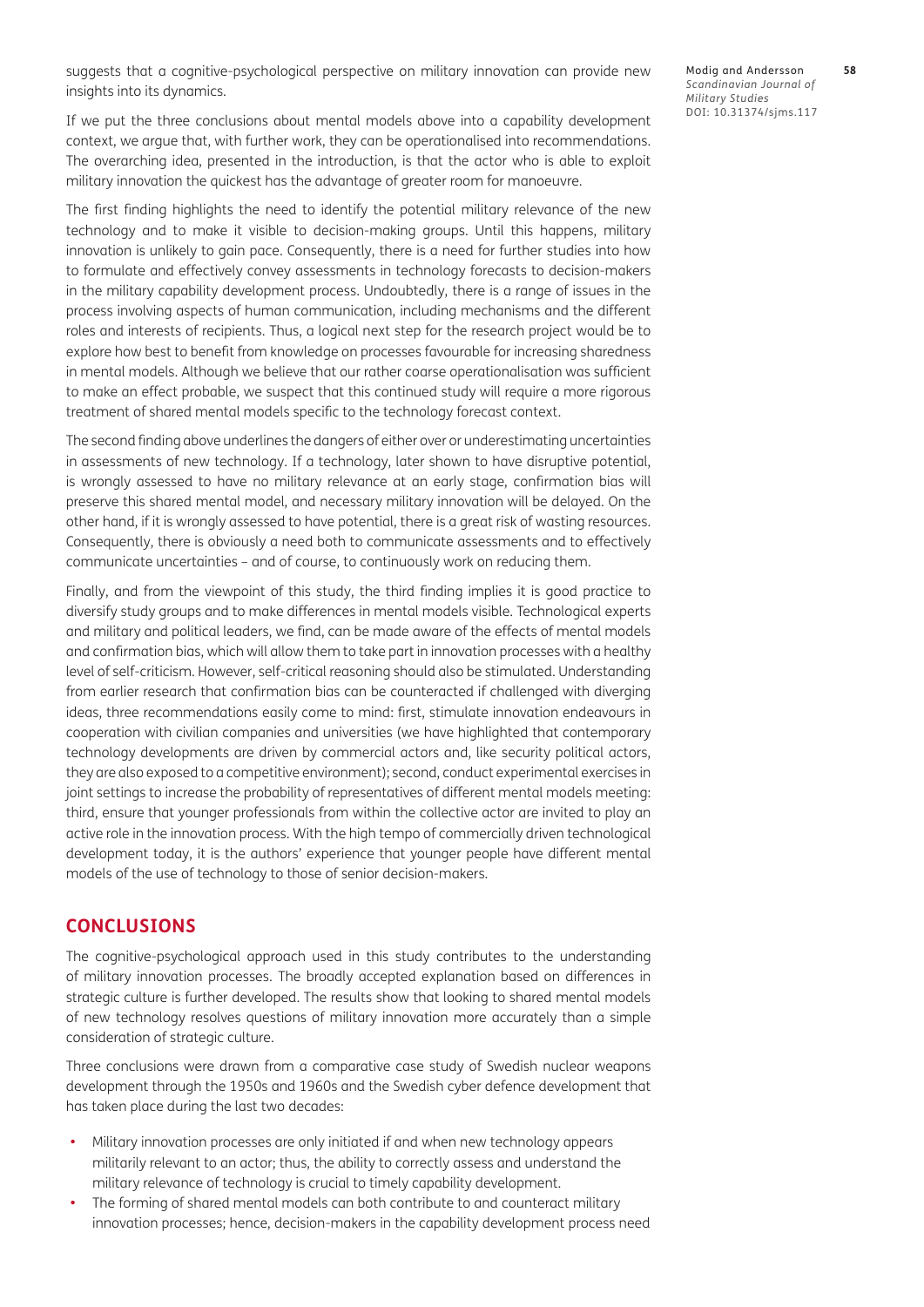suggests that a cognitive-psychological perspective on military innovation can provide new insights into its dynamics.

If we put the three conclusions about mental models above into a capability development context, we argue that, with further work, they can be operationalised into recommendations. The overarching idea, presented in the introduction, is that the actor who is able to exploit military innovation the quickest has the advantage of greater room for manoeuvre.

The first finding highlights the need to identify the potential military relevance of the new technology and to make it visible to decision-making groups. Until this happens, military innovation is unlikely to gain pace. Consequently, there is a need for further studies into how to formulate and effectively convey assessments in technology forecasts to decision-makers in the military capability development process. Undoubtedly, there is a range of issues in the process involving aspects of human communication, including mechanisms and the different roles and interests of recipients. Thus, a logical next step for the research project would be to explore how best to benefit from knowledge on processes favourable for increasing sharedness in mental models. Although we believe that our rather coarse operationalisation was sufficient to make an effect probable, we suspect that this continued study will require a more rigorous treatment of shared mental models specific to the technology forecast context.

The second finding above underlines the dangers of either over or underestimating uncertainties in assessments of new technology. If a technology, later shown to have disruptive potential, is wrongly assessed to have no military relevance at an early stage, confirmation bias will preserve this shared mental model, and necessary military innovation will be delayed. On the other hand, if it is wrongly assessed to have potential, there is a great risk of wasting resources. Consequently, there is obviously a need both to communicate assessments and to effectively communicate uncertainties – and of course, to continuously work on reducing them.

Finally, and from the viewpoint of this study, the third finding implies it is good practice to diversify study groups and to make differences in mental models visible. Technological experts and military and political leaders, we find, can be made aware of the effects of mental models and confirmation bias, which will allow them to take part in innovation processes with a healthy level of self-criticism. However, self-critical reasoning should also be stimulated. Understanding from earlier research that confirmation bias can be counteracted if challenged with diverging ideas, three recommendations easily come to mind: first, stimulate innovation endeavours in cooperation with civilian companies and universities (we have highlighted that contemporary technology developments are driven by commercial actors and, like security political actors, they are also exposed to a competitive environment); second, conduct experimental exercises in joint settings to increase the probability of representatives of different mental models meeting: third, ensure that younger professionals from within the collective actor are invited to play an active role in the innovation process. With the high tempo of commercially driven technological development today, it is the authors' experience that younger people have different mental models of the use of technology to those of senior decision-makers.

## CONCLUSIONS

The cognitive-psychological approach used in this study contributes to the understanding of military innovation processes. The broadly accepted explanation based on differences in strategic culture is further developed. The results show that looking to shared mental models of new technology resolves questions of military innovation more accurately than a simple consideration of strategic culture.

Three conclusions were drawn from a comparative case study of Swedish nuclear weapons development through the 1950s and 1960s and the Swedish cyber defence development that has taken place during the last two decades:

- Military innovation processes are only initiated if and when new technology appears militarily relevant to an actor; thus, the ability to correctly assess and understand the military relevance of technology is crucial to timely capability development.
- The forming of shared mental models can both contribute to and counteract military innovation processes; hence, decision-makers in the capability development process need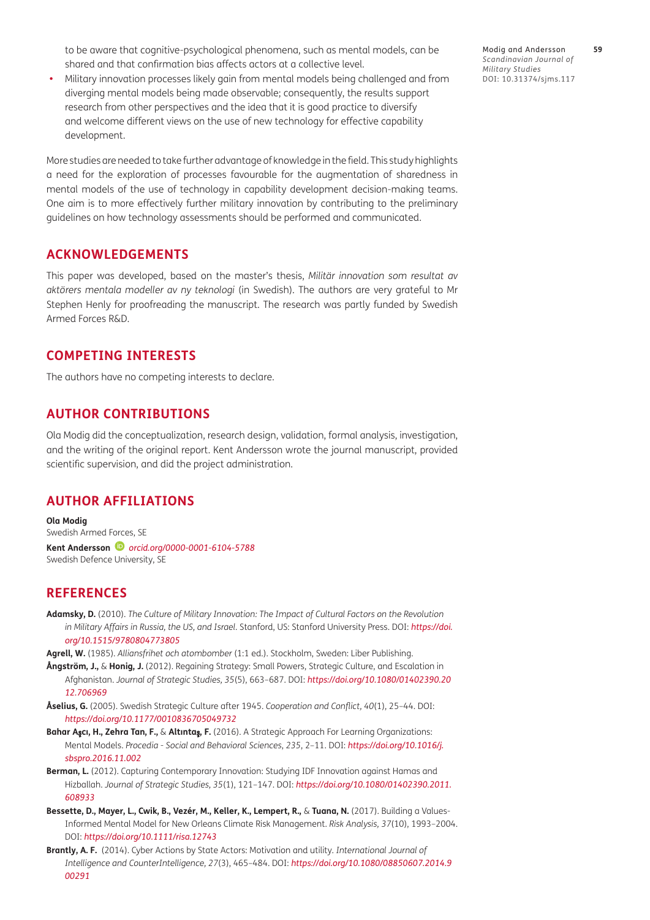to be aware that cognitive-psychological phenomena, such as mental models, can be shared and that confirmation bias affects actors at a collective level.

- Military innovation processes likely gain from mental models being challenged and from diverging mental models being made observable; consequently, the results support research from other perspectives and the idea that it is good practice to diversify and welcome different views on the use of new technology for effective capability development.

More studies are needed to take further advantage of knowledge in the field. This study highlights a need for the exploration of processes favourable for the augmentation of sharedness in mental models of the use of technology in capability development decision-making teams. One aim is to more effectively further military innovation by contributing to the preliminary guidelines on how technology assessments should be performed and communicated.

## ACKNOWLEDGEMENTS

This paper was developed, based on the master's thesis, *Militär innovation som resultat av aktörers mentala modeller av ny teknologi* (in Swedish). The authors are very grateful to Mr Stephen Henly for proofreading the manuscript. The research was partly funded by Swedish Armed Forces R&D.

## COMPETING INTERESTS

The authors have no competing interests to declare.

## AUTHOR CONTRIBUTIONS

Ola Modig did the conceptualization, research design, validation, formal analysis, investigation, and the writing of the original report. Kent Andersson wrote the journal manuscript, provided scientific supervision, and did the project administration.

## AUTHOR AFFILIATIONS

**Ola Modig**
Swedish Armed Forces, SE

**Kent Andersson** *orcid.org/0000-0001-6104-5788*
Swedish Defence University, SE

## REFERENCES

**Adamsky, D.** (2010). *The Culture of Military Innovation: The Impact of Cultural Factors on the Revolution in Military Affairs in Russia, the US, and Israel*. Stanford, US: Stanford University Press. DOI: *https://doi.org/10.1515/9780804773805*

**Agrell, W.** (1985). *Alliansfrihet och atombomber* (1:1 ed.). Stockholm, Sweden: Liber Publishing.

**Ångström, J.,** & **Honig, J.** (2012). Regaining Strategy: Small Powers, Strategic Culture, and Escalation in Afghanistan. *Journal of Strategic Studies, 35*(5), 663–687. DOI: *https://doi.org/10.1080/01402390.2012.706969*

**Åselius, G.** (2005). Swedish Strategic Culture after 1945. *Cooperation and Conflict, 40*(1), 25–44. DOI: *https://doi.org/10.1177/0010836705049732*

**Bahar Aşcı, H., Zehra Tan, F.,** & **Altıntaş, F.** (2016). A Strategic Approach For Learning Organizations: Mental Models. *Procedia - Social and Behavioral Sciences, 235*, 2–11. DOI: *https://doi.org/10.1016/j.sbspro.2016.11.002*

**Berman, L.** (2012). Capturing Contemporary Innovation: Studying IDF Innovation against Hamas and Hizballah. *Journal of Strategic Studies, 35*(1), 121–147. DOI: *https://doi.org/10.1080/01402390.2011.608933*

**Bessette, D., Mayer, L., Cwik, B., Vezér, M., Keller, K., Lempert, R.,** & **Tuana, N.** (2017). Building a Values-Informed Mental Model for New Orleans Climate Risk Management. *Risk Analysis, 37*(10), 1993–2004. DOI: *https://doi.org/10.1111/risa.12743*

**Brantly, A. F.** (2014). Cyber Actions by State Actors: Motivation and utility. *International Journal of Intelligence and CounterIntelligence, 27*(3), 465–484. DOI: *https://doi.org/10.1080/08850607.2014.900291*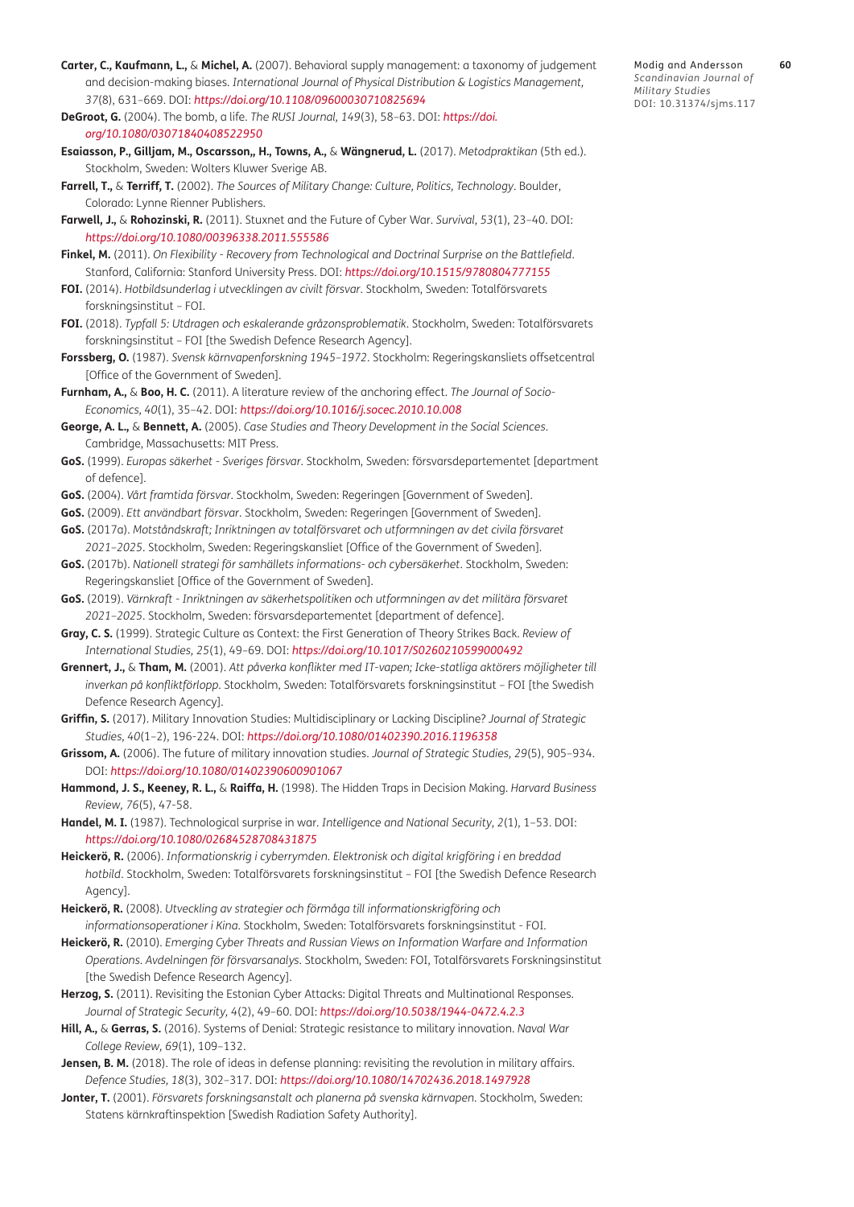**Carter, C., Kaufmann, L.,** & **Michel, A.** (2007). Behavioral supply management: a taxonomy of judgement and decision-making biases. *International Journal of Physical Distribution & Logistics Management, 37*(8), 631–669. DOI: *https://doi.org/10.1108/09600030710825694*

**DeGroot, G.** (2004). The bomb, a life. *The RUSI Journal, 149*(3), 58–63. DOI: *https://doi.org/10.1080/03071840408522950*

**Esaiasson, P., Gilljam, M., Oscarsson,, H., Towns, A.,** & **Wängnerud, L.** (2017). *Metodpraktikan* (5th ed.). Stockholm, Sweden: Wolters Kluwer Sverige AB.

**Farrell, T.,** & **Terriff, T.** (2002). *The Sources of Military Change: Culture, Politics, Technology*. Boulder, Colorado: Lynne Rienner Publishers.

**Farwell, J.,** & **Rohozinski, R.** (2011). Stuxnet and the Future of Cyber War. *Survival, 53*(1), 23–40. DOI: *https://doi.org/10.1080/00396338.2011.555586*

**Finkel, M.** (2011). *On Flexibility - Recovery from Technological and Doctrinal Surprise on the Battlefield*. Stanford, California: Stanford University Press. DOI: *https://doi.org/10.1515/9780804777155*

**FOI.** (2014). *Hotbildsunderlag i utvecklingen av civilt försvar*. Stockholm, Sweden: Totalförsvarets forskningsinstitut – FOI.

**FOI.** (2018). *Typfall 5: Utdragen och eskalerande gråzonsproblematik*. Stockholm, Sweden: Totalförsvarets forskningsinstitut – FOI [the Swedish Defence Research Agency].

**Forssberg, O.** (1987). *Svensk kärnvapenforskning 1945–1972*. Stockholm: Regeringskansliets offsetcentral [Office of the Government of Sweden].

**Furnham, A.,** & **Boo, H. C.** (2011). A literature review of the anchoring effect. *The Journal of Socio-Economics, 40*(1), 35–42. DOI: *https://doi.org/10.1016/j.socec.2010.10.008*

**George, A. L.,** & **Bennett, A.** (2005). *Case Studies and Theory Development in the Social Sciences*. Cambridge, Massachusetts: MIT Press.

**GoS.** (1999). *Europas säkerhet - Sveriges försvar*. Stockholm, Sweden: försvarsdepartementet [department of defence].

**GoS.** (2004). *Vårt framtida försvar*. Stockholm, Sweden: Regeringen [Government of Sweden].

**GoS.** (2009). *Ett användbart försvar*. Stockholm, Sweden: Regeringen [Government of Sweden].

**GoS.** (2017a). *Motståndskraft; Inriktningen av totalförsvaret och utformningen av det civila försvaret 2021–2025*. Stockholm, Sweden: Regeringskansliet [Office of the Government of Sweden].

**GoS.** (2017b). *Nationell strategi för samhällets informations- och cybersäkerhet*. Stockholm, Sweden: Regeringskansliet [Office of the Government of Sweden].

**GoS.** (2019). *Värnkraft - Inriktningen av säkerhetspolitiken och utformningen av det militära försvaret 2021–2025*. Stockholm, Sweden: försvarsdepartementet [department of defence].

**Gray, C. S.** (1999). Strategic Culture as Context: the First Generation of Theory Strikes Back. *Review of International Studies, 25*(1), 49–69. DOI: *https://doi.org/10.1017/S0260210599000492*

**Grennert, J.,** & **Tham, M.** (2001). *Att påverka konflikter med IT-vapen; Icke-statliga aktörers möjligheter till inverkan på konfliktförlopp*. Stockholm, Sweden: Totalförsvarets forskningsinstitut – FOI [the Swedish Defence Research Agency].

**Griffin, S.** (2017). Military Innovation Studies: Multidisciplinary or Lacking Discipline? *Journal of Strategic Studies, 40*(1–2), 196-224. DOI: *https://doi.org/10.1080/01402390.2016.1196358*

**Grissom, A.** (2006). The future of military innovation studies. *Journal of Strategic Studies, 29*(5), 905–934. DOI: *https://doi.org/10.1080/01402390600901067*

**Hammond, J. S., Keeney, R. L.,** & **Raiffa, H.** (1998). The Hidden Traps in Decision Making. *Harvard Business Review, 76*(5), 47-58.

**Handel, M. I.** (1987). Technological surprise in war. *Intelligence and National Security, 2*(1), 1–53. DOI: *https://doi.org/10.1080/02684528708431875*

**Heickerö, R.** (2006). *Informationskrig i cyberrymden. Elektronisk och digital krigföring i en breddad hotbild*. Stockholm, Sweden: Totalförsvarets forskningsinstitut – FOI [the Swedish Defence Research Agency].

**Heickerö, R.** (2008). *Utveckling av strategier och förmåga till informationskrigföring och informationsoperationer i Kina*. Stockholm, Sweden: Totalförsvarets forskningsinstitut - FOI.

**Heickerö, R.** (2010). *Emerging Cyber Threats and Russian Views on Information Warfare and Information Operations. Avdelningen för försvarsanalys*. Stockholm, Sweden: FOI, Totalförsvarets Forskningsinstitut [the Swedish Defence Research Agency].

**Herzog, S.** (2011). Revisiting the Estonian Cyber Attacks: Digital Threats and Multinational Responses. *Journal of Strategic Security, 4*(2), 49–60. DOI: *https://doi.org/10.5038/1944-0472.4.2.3*

**Hill, A.,** & **Gerras, S.** (2016). Systems of Denial: Strategic resistance to military innovation. *Naval War College Review, 69*(1), 109–132.

**Jensen, B. M.** (2018). The role of ideas in defense planning: revisiting the revolution in military affairs. *Defence Studies, 18*(3), 302–317. DOI: *https://doi.org/10.1080/14702436.2018.1497928*

**Jonter, T.** (2001). *Försvarets forskningsanstalt och planerna på svenska kärnvapen*. Stockholm, Sweden: Statens kärnkraftinspektion [Swedish Radiation Safety Authority].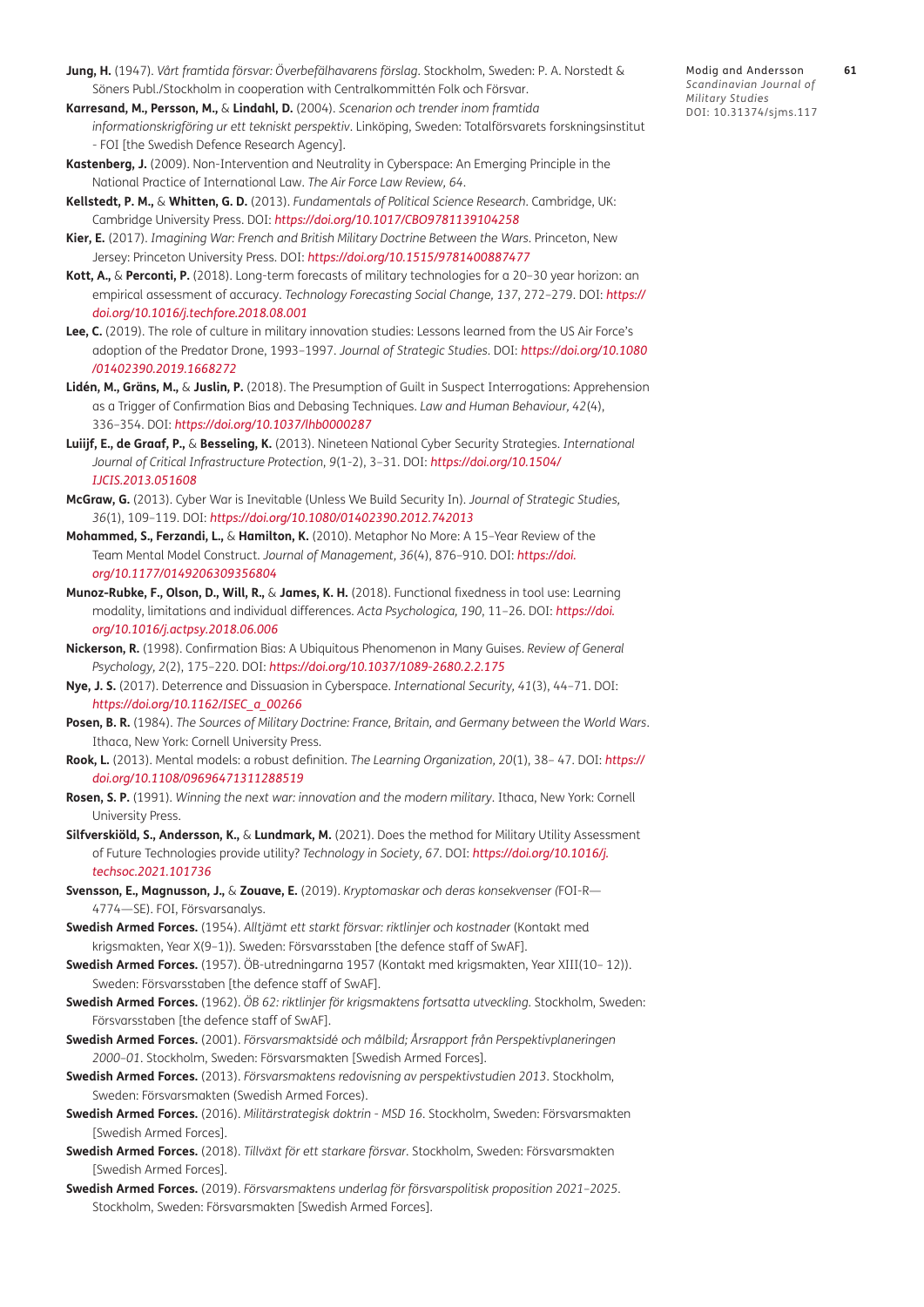**Jung, H.** (1947). *Vårt framtida försvar: Överbefälhavarens förslag*. Stockholm, Sweden: P. A. Norstedt & Söners Publ./Stockholm in cooperation with Centralkommittén Folk och Försvar.

**Karresand, M., Persson, M.,** & **Lindahl, D.** (2004). *Scenarion och trender inom framtida informationskrigföring ur ett tekniskt perspektiv*. Linköping, Sweden: Totalförsvarets forskningsinstitut - FOI [the Swedish Defence Research Agency].

**Kastenberg, J.** (2009). Non-Intervention and Neutrality in Cyberspace: An Emerging Principle in the National Practice of International Law. *The Air Force Law Review, 64*.

**Kellstedt, P. M.,** & **Whitten, G. D.** (2013). *Fundamentals of Political Science Research*. Cambridge, UK: Cambridge University Press. DOI: *https://doi.org/10.1017/CBO9781139104258*

**Kier, E.** (2017). *Imagining War: French and British Military Doctrine Between the Wars*. Princeton, New Jersey: Princeton University Press. DOI: *https://doi.org/10.1515/9781400887477*

**Kott, A.,** & **Perconti, P.** (2018). Long-term forecasts of military technologies for a 20–30 year horizon: an empirical assessment of accuracy. *Technology Forecasting Social Change, 137*, 272–279. DOI: *https://doi.org/10.1016/j.techfore.2018.08.001*

**Lee, C.** (2019). The role of culture in military innovation studies: Lessons learned from the US Air Force's adoption of the Predator Drone, 1993–1997. *Journal of Strategic Studies*. DOI: *https://doi.org/10.1080/01402390.2019.1668272*

**Lidén, M., Gräns, M.,** & **Juslin, P.** (2018). The Presumption of Guilt in Suspect Interrogations: Apprehension as a Trigger of Confirmation Bias and Debasing Techniques. *Law and Human Behaviour, 42*(4), 336–354. DOI: *https://doi.org/10.1037/lhb0000287*

**Luiijf, E., de Graaf, P.,** & **Besseling, K.** (2013). Nineteen National Cyber Security Strategies. *International Journal of Critical Infrastructure Protection, 9*(1-2), 3–31. DOI: *https://doi.org/10.1504/IJCIS.2013.051608*

**McGraw, G.** (2013). Cyber War is Inevitable (Unless We Build Security In). *Journal of Strategic Studies, 36*(1), 109–119. DOI: *https://doi.org/10.1080/01402390.2012.742013*

**Mohammed, S., Ferzandi, L.,** & **Hamilton, K.** (2010). Metaphor No More: A 15-Year Review of the Team Mental Model Construct. *Journal of Management, 36*(4), 876–910. DOI: *https://doi.org/10.1177/0149206309356804*

**Munoz-Rubke, F., Olson, D., Will, R.,** & **James, K. H.** (2018). Functional fixedness in tool use: Learning modality, limitations and individual differences. *Acta Psychologica, 190*, 11–26. DOI: *https://doi.org/10.1016/j.actpsy.2018.06.006*

**Nickerson, R.** (1998). Confirmation Bias: A Ubiquitous Phenomenon in Many Guises. *Review of General Psychology, 2*(2), 175–220. DOI: *https://doi.org/10.1037/1089-2680.2.2.175*

**Nye, J. S.** (2017). Deterrence and Dissuasion in Cyberspace. *International Security, 41*(3), 44–71. DOI: *https://doi.org/10.1162/ISEC_a_00266*

**Posen, B. R.** (1984). *The Sources of Military Doctrine: France, Britain, and Germany between the World Wars*. Ithaca, New York: Cornell University Press.

**Rook, L.** (2013). Mental models: a robust definition. *The Learning Organization, 20*(1), 38–47. DOI: *https://doi.org/10.1108/09696471311288519*

**Rosen, S. P.** (1991). *Winning the next war: innovation and the modern military*. Ithaca, New York: Cornell University Press.

**Silfverskiöld, S., Andersson, K.,** & **Lundmark, M.** (2021). Does the method for Military Utility Assessment of Future Technologies provide utility? *Technology in Society, 67*. DOI: *https://doi.org/10.1016/j.techsoc.2021.101736*

**Svensson, E., Magnusson, J.,** & **Zouave, E.** (2019). *Kryptomaskar och deras konsekvenser (*FOI-R—4774—SE). FOI, Försvarsanalys.

**Swedish Armed Forces.** (1954). *Alltjämt ett starkt försvar: riktlinjer och kostnader* (Kontakt med krigsmakten, Year X(9–1)). Sweden: Försvarsstaben [the defence staff of SwAF].

**Swedish Armed Forces.** (1957). ÖB-utredningarna 1957 (Kontakt med krigsmakten, Year XIII(10–12)). Sweden: Försvarsstaben [the defence staff of SwAF].

**Swedish Armed Forces.** (1962). *ÖB 62: riktlinjer för krigsmaktens fortsatta utveckling*. Stockholm, Sweden: Försvarsstaben [the defence staff of SwAF].

**Swedish Armed Forces.** (2001). *Försvarsmaktsidé och målbild; Årsrapport från Perspektivplaneringen 2000–01*. Stockholm, Sweden: Försvarsmakten [Swedish Armed Forces].

**Swedish Armed Forces.** (2013). *Försvarsmaktens redovisning av perspektivstudien 2013*. Stockholm, Sweden: Försvarsmakten (Swedish Armed Forces).

**Swedish Armed Forces.** (2016). *Militärstrategisk doktrin - MSD 16*. Stockholm, Sweden: Försvarsmakten [Swedish Armed Forces].

**Swedish Armed Forces.** (2018). *Tillväxt för ett starkare försvar*. Stockholm, Sweden: Försvarsmakten [Swedish Armed Forces].

**Swedish Armed Forces.** (2019). *Försvarsmaktens underlag för försvarspolitisk proposition 2021–2025*. Stockholm, Sweden: Försvarsmakten [Swedish Armed Forces].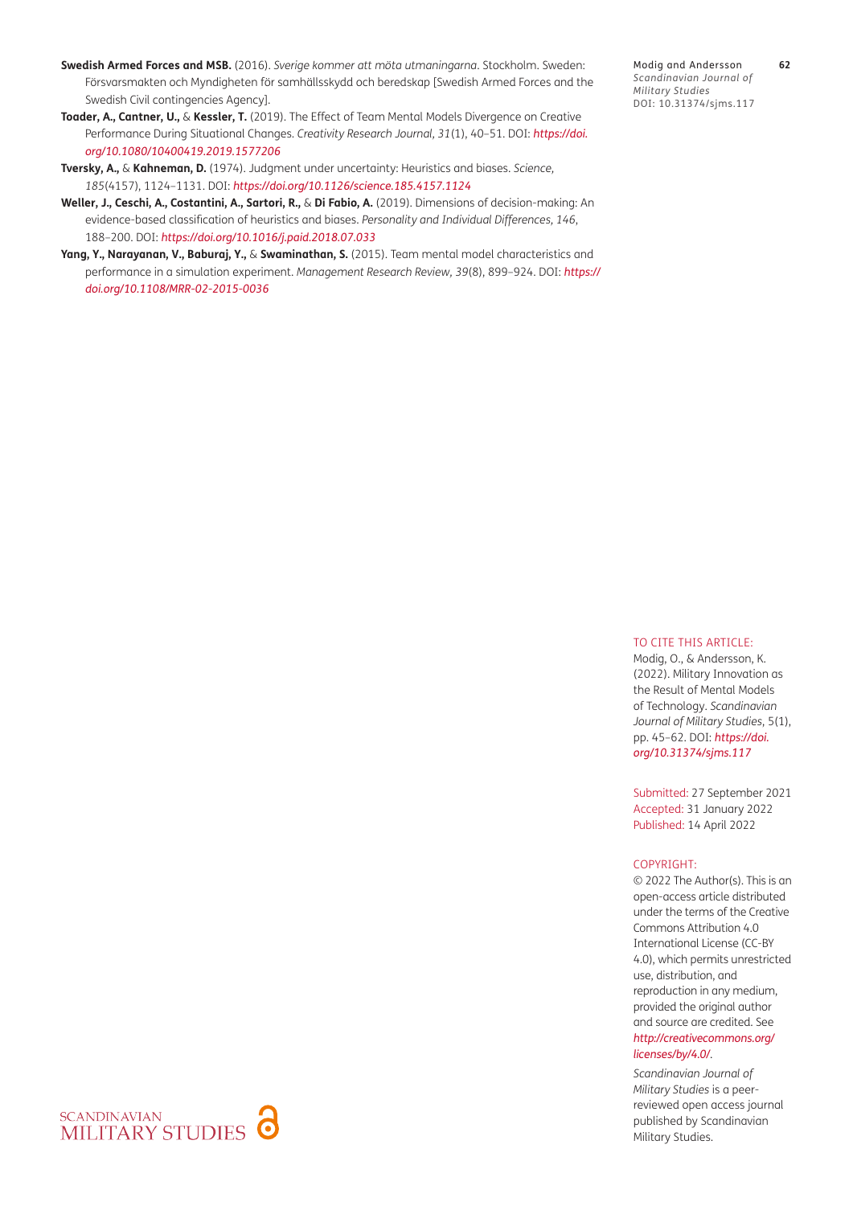**Swedish Armed Forces and MSB.** (2016). *Sverige kommer att möta utmaningarna*. Stockholm. Sweden: Försvarsmakten och Myndigheten för samhällsskydd och beredskap [Swedish Armed Forces and the Swedish Civil contingencies Agency].

**Toader, A., Cantner, U.,** & **Kessler, T.** (2019). The Effect of Team Mental Models Divergence on Creative Performance During Situational Changes. *Creativity Research Journal, 31*(1), 40–51. DOI: *https://doi.org/10.1080/10400419.2019.1577206*

**Tversky, A.,** & **Kahneman, D.** (1974). Judgment under uncertainty: Heuristics and biases. *Science, 185*(4157), 1124–1131. DOI: *https://doi.org/10.1126/science.185.4157.1124*

**Weller, J., Ceschi, A., Costantini, A., Sartori, R.,** & **Di Fabio, A.** (2019). Dimensions of decision-making: An evidence-based classification of heuristics and biases. *Personality and Individual Differences, 146*, 188–200. DOI: *https://doi.org/10.1016/j.paid.2018.07.033*

**Yang, Y., Narayanan, V., Baburaj, Y.,** & **Swaminathan, S.** (2015). Team mental model characteristics and performance in a simulation experiment. *Management Research Review, 39*(8), 899–924. DOI: *https://doi.org/10.1108/MRR-02-2015-0036*

TO CITE THIS ARTICLE:

Modig, O., & Andersson, K. (2022). Military Innovation as the Result of Mental Models of Technology. *Scandinavian Journal of Military Studies*, 5(1), pp. 45–62. DOI: *https://doi.org/10.31374/sjms.117*

Submitted: 27 September 2021
Accepted: 31 January 2022
Published: 14 April 2022

COPYRIGHT:

© 2022 The Author(s). This is an open-access article distributed under the terms of the Creative Commons Attribution 4.0 International License (CC-BY 4.0), which permits unrestricted use, distribution, and reproduction in any medium, provided the original author and source are credited. See *http://creativecommons.org/licenses/by/4.0/*.

*Scandinavian Journal of Military Studies* is a peer-reviewed open access journal published by Scandinavian Military Studies.